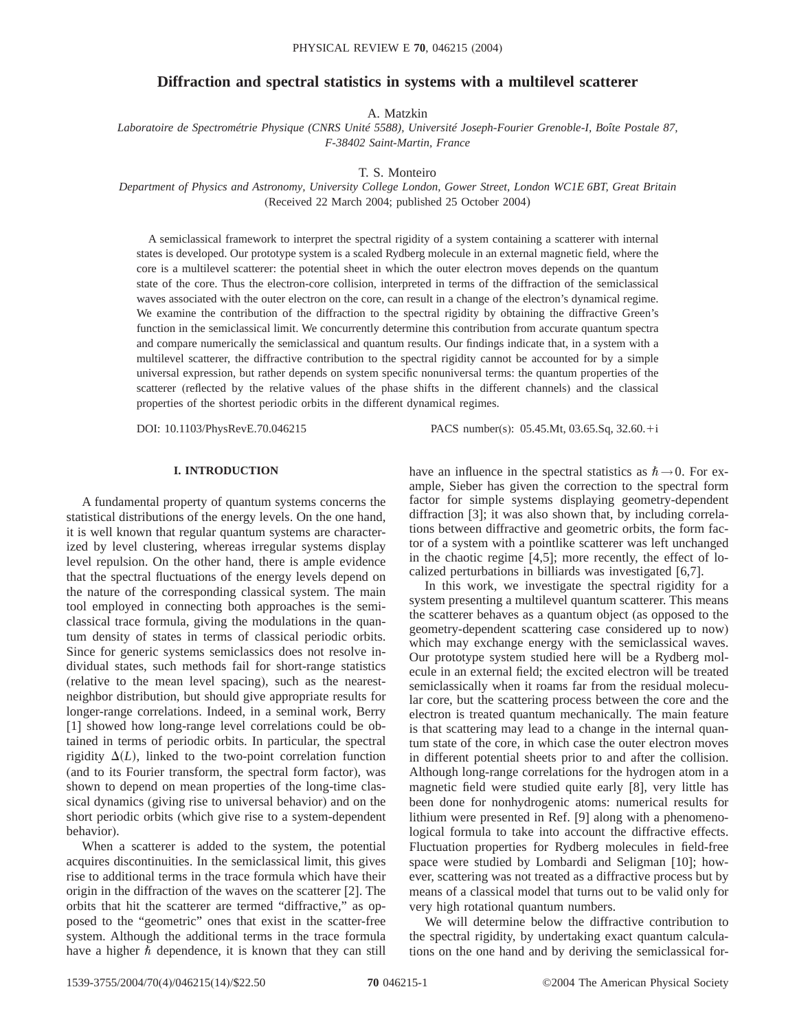# Diffraction and spectral statistics in systems with a multilevel scatterer

A. Matzkin

*Laboratoire de Spectrométrie Physique (CNRS Unité 5588), Université Joseph-Fourier Grenoble-I, Boîte Postale 87, F-38402 Saint-Martin, France*

T. S. Monteiro

*Department of Physics and Astronomy, University College London, Gower Street, London WC1E 6BT, Great Britain*

(Received 22 March 2004; published 25 October 2004)

A semiclassical framework to interpret the spectral rigidity of a system containing a scatterer with internal states is developed. Our prototype system is a scaled Rydberg molecule in an external magnetic field, where the core is a multilevel scatterer: the potential sheet in which the outer electron moves depends on the quantum state of the core. Thus the electron-core collision, interpreted in terms of the diffraction of the semiclassical waves associated with the outer electron on the core, can result in a change of the electron's dynamical regime. We examine the contribution of the diffraction to the spectral rigidity by obtaining the diffractive Green's function in the semiclassical limit. We concurrently determine this contribution from accurate quantum spectra and compare numerically the semiclassical and quantum results. Our findings indicate that, in a system with a multilevel scatterer, the diffractive contribution to the spectral rigidity cannot be accounted for by a simple universal expression, but rather depends on system specific nonuniversal terms: the quantum properties of the scatterer (reflected by the relative values of the phase shifts in the different channels) and the classical properties of the shortest periodic orbits in the different dynamical regimes.

DOI: 10.1103/PhysRevE.70.046215 PACS number(s): 05.45.Mt, 03.65.Sq, 32.60.+i

## I. INTRODUCTION

A fundamental property of quantum systems concerns the statistical distributions of the energy levels. On the one hand, it is well known that regular quantum systems are characterized by level clustering, whereas irregular systems display level repulsion. On the other hand, there is ample evidence that the spectral fluctuations of the energy levels depend on the nature of the corresponding classical system. The main tool employed in connecting both approaches is the semiclassical trace formula, giving the modulations in the quantum density of states in terms of classical periodic orbits. Since for generic systems semiclassics does not resolve individual states, such methods fail for short-range statistics (relative to the mean level spacing), such as the nearest-neighbor distribution, but should give appropriate results for longer-range correlations. Indeed, in a seminal work, Berry [1] showed how long-range level correlations could be obtained in terms of periodic orbits. In particular, the spectral rigidity $\Delta(L)$, linked to the two-point correlation function (and to its Fourier transform, the spectral form factor), was shown to depend on mean properties of the long-time classical dynamics (giving rise to universal behavior) and on the short periodic orbits (which give rise to a system-dependent behavior).

When a scatterer is added to the system, the potential acquires discontinuities. In the semiclassical limit, this gives rise to additional terms in the trace formula which have their origin in the diffraction of the waves on the scatterer [2]. The orbits that hit the scatterer are termed "diffractive," as opposed to the "geometric" ones that exist in the scatter-free system. Although the additional terms in the trace formula have a higher $\hbar$ dependence, it is known that they can still have an influence in the spectral statistics as $\hbar \to 0$. For example, Sieber has given the correction to the spectral form factor for simple systems displaying geometry-dependent diffraction [3]; it was also shown that, by including correlations between diffractive and geometric orbits, the form factor of a system with a pointlike scatterer was left unchanged in the chaotic regime [4,5]; more recently, the effect of localized perturbations in billiards was investigated [6,7].

In this work, we investigate the spectral rigidity for a system presenting a multilevel quantum scatterer. This means the scatterer behaves as a quantum object (as opposed to the geometry-dependent scattering case considered up to now) which may exchange energy with the semiclassical waves. Our prototype system studied here will be a Rydberg molecule in an external field; the excited electron will be treated semiclassically when it roams far from the residual molecular core, but the scattering process between the core and the electron is treated quantum mechanically. The main feature is that scattering may lead to a change in the internal quantum state of the core, in which case the outer electron moves in different potential sheets prior to and after the collision. Although long-range correlations for the hydrogen atom in a magnetic field were studied quite early [8], very little has been done for nonhydrogenic atoms: numerical results for lithium were presented in Ref. [9] along with a phenomenological formula to take into account the diffractive effects. Fluctuation properties for Rydberg molecules in field-free space were studied by Lombardi and Seligman [10]; however, scattering was not treated as a diffractive process but by means of a classical model that turns out to be valid only for very high rotational quantum numbers.

We will determine below the diffractive contribution to the spectral rigidity, by undertaking exact quantum calculations on the one hand and by deriving the semiclassical for-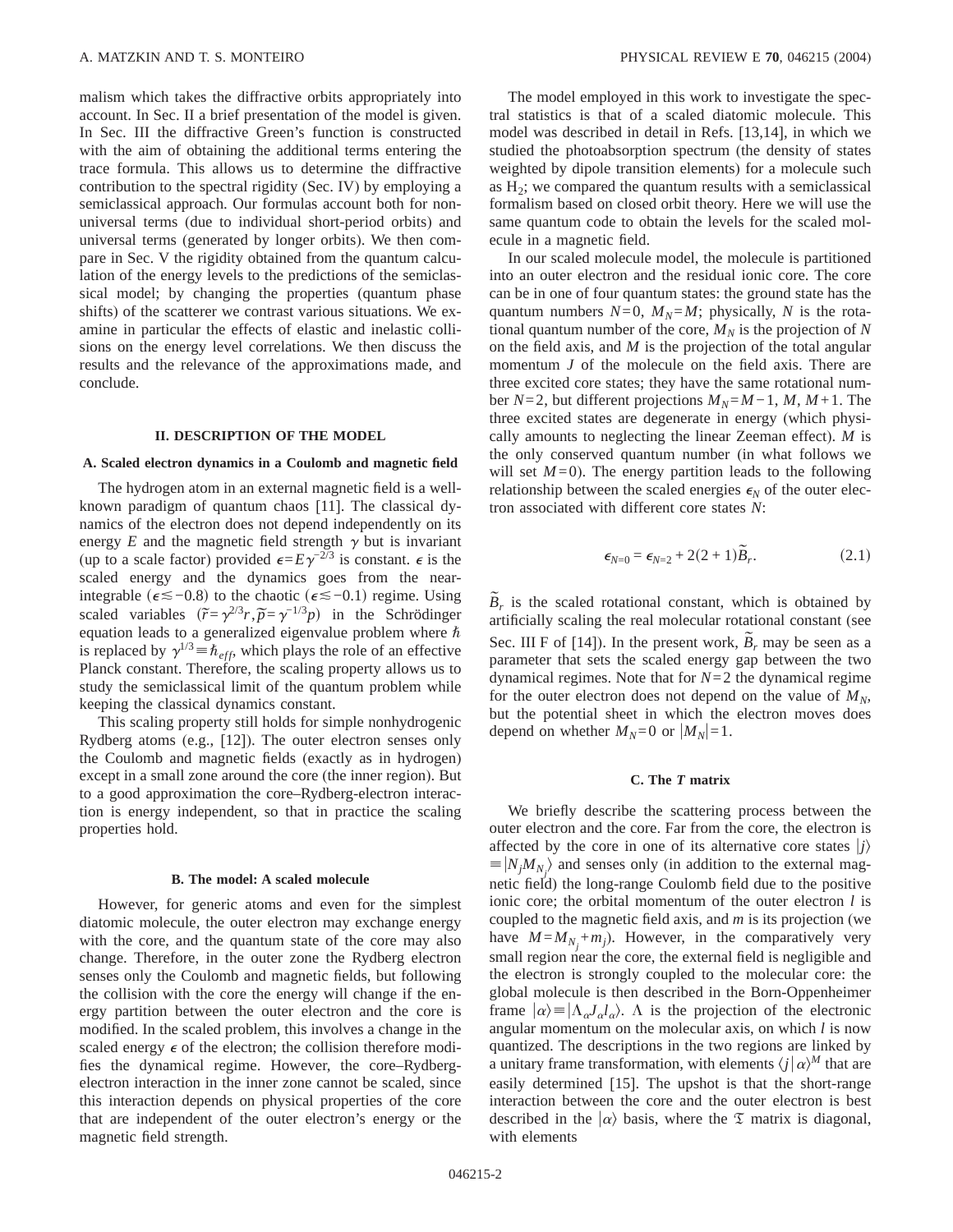malism which takes the diffractive orbits appropriately into account. In Sec. II a brief presentation of the model is given. In Sec. III the diffractive Green's function is constructed with the aim of obtaining the additional terms entering the trace formula. This allows us to determine the diffractive contribution to the spectral rigidity (Sec. IV) by employing a semiclassical approach. Our formulas account both for nonuniversal terms (due to individual short-period orbits) and universal terms (generated by longer orbits). We then compare in Sec. V the rigidity obtained from the quantum calculation of the energy levels to the predictions of the semiclassical model; by changing the properties (quantum phase shifts) of the scatterer we contrast various situations. We examine in particular the effects of elastic and inelastic collisions on the energy level correlations. We then discuss the results and the relevance of the approximations made, and conclude.

## II. DESCRIPTION OF THE MODEL

### A. Scaled electron dynamics in a Coulomb and magnetic field

The hydrogen atom in an external magnetic field is a well-known paradigm of quantum chaos [11]. The classical dynamics of the electron does not depend independently on its energy $E$ and the magnetic field strength $\gamma$ but is invariant (up to a scale factor) provided $\epsilon = E\gamma^{-2/3}$ is constant. $\epsilon$ is the scaled energy and the dynamics goes from the near-integrable ($\epsilon \lesssim -0.8$) to the chaotic ($\epsilon \lesssim -0.1$) regime. Using scaled variables ($\tilde{r} = \gamma^{2/3} r, \tilde{p} = \gamma^{-1/3} p$) in the Schrödinger equation leads to a generalized eigenvalue problem where $\hbar$ is replaced by $\gamma^{1/3} \equiv \hbar_{eff}$, which plays the role of an effective Planck constant. Therefore, the scaling property allows us to study the semiclassical limit of the quantum problem while keeping the classical dynamics constant.

This scaling property still holds for simple nonhydrogenic Rydberg atoms (e.g., [12]). The outer electron senses only the Coulomb and magnetic fields (exactly as in hydrogen) except in a small zone around the core (the inner region). But to a good approximation the core–Rydberg-electron interaction is energy independent, so that in practice the scaling properties hold.

### B. The model: A scaled molecule

However, for generic atoms and even for the simplest diatomic molecule, the outer electron may exchange energy with the core, and the quantum state of the core may also change. Therefore, in the outer zone the Rydberg electron senses only the Coulomb and magnetic fields, but following the collision with the core the energy will change if the energy partition between the outer electron and the core is modified. In the scaled problem, this involves a change in the scaled energy $\epsilon$ of the electron; the collision therefore modifies the dynamical regime. However, the core–Rydberg-electron interaction in the inner zone cannot be scaled, since this interaction depends on physical properties of the core that are independent of the outer electron's energy or the magnetic field strength.

The model employed in this work to investigate the spectral statistics is that of a scaled diatomic molecule. This model was described in detail in Refs. [13,14], in which we studied the photoabsorption spectrum (the density of states weighted by dipole transition elements) for a molecule such as $H_2$; we compared the quantum results with a semiclassical formalism based on closed orbit theory. Here we will use the same quantum code to obtain the levels for the scaled molecule in a magnetic field.

In our scaled molecule model, the molecule is partitioned into an outer electron and the residual ionic core. The core can be in one of four quantum states: the ground state has the quantum numbers $N=0$, $M_N=M$; physically, $N$ is the rotational quantum number of the core, $M_N$ is the projection of $N$ on the field axis, and $M$ is the projection of the total angular momentum $J$ of the molecule on the field axis. There are three excited core states; they have the same rotational number $N=2$, but different projections $M_N = M-1$, $M$, $M+1$. The three excited states are degenerate in energy (which physically amounts to neglecting the linear Zeeman effect). $M$ is the only conserved quantum number (in what follows we will set $M=0$). The energy partition leads to the following relationship between the scaled energies $\epsilon_N$ of the outer electron associated with different core states $N$:

$$\epsilon_{N=0} = \epsilon_{N=2} + 2(2+1)\tilde{B}_r. \tag{2.1}$$

$\tilde{B}_r$ is the scaled rotational constant, which is obtained by artificially scaling the real molecular rotational constant (see Sec. III F of [14]). In the present work, $\tilde{B}_r$ may be seen as a parameter that sets the scaled energy gap between the two dynamical regimes. Note that for $N=2$ the dynamical regime for the outer electron does not depend on the value of $M_N$, but the potential sheet in which the electron moves does depend on whether $M_N=0$ or $|M_N|=1$.

### C. The T matrix

We briefly describe the scattering process between the outer electron and the core. Far from the core, the electron is affected by the core in one of its alternative core states $|j\rangle \equiv |N_j M_{N_j}\rangle$ and senses only (in addition to the external magnetic field) the long-range Coulomb field due to the positive ionic core; the orbital momentum of the outer electron $l$ is coupled to the magnetic field axis, and $m$ is its projection (we have $M = M_{N_j} + m_j$). However, in the comparatively very small region near the core, the external field is negligible and the electron is strongly coupled to the molecular core: the global molecule is then described in the Born-Oppenheimer frame $|\alpha\rangle \equiv |\Lambda_\alpha J_\alpha l_\alpha\rangle$. $\Lambda$ is the projection of the electronic angular momentum on the molecular axis, on which $l$ is now quantized. The descriptions in the two regions are linked by a unitary frame transformation, with elements $\langle j|\alpha\rangle^M$ that are easily determined [15]. The upshot is that the short-range interaction between the core and the outer electron is best described in the $|\alpha\rangle$ basis, where the $\mathfrak{T}$ matrix is diagonal, with elements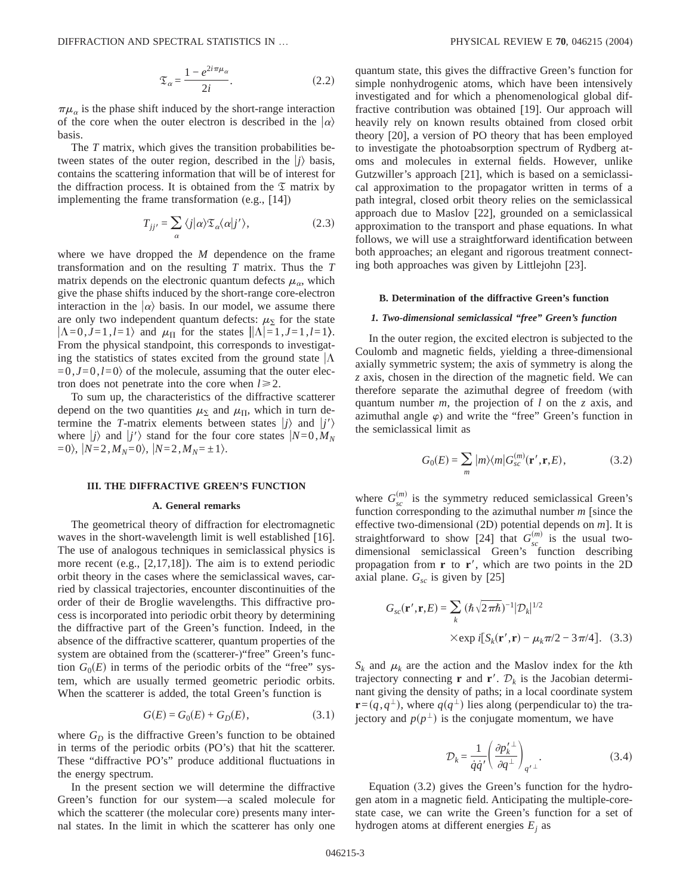$$\mathfrak{T}_\alpha = \frac{1 - e^{2i\pi\mu_\alpha}}{2i}. \tag{2.2}$$

$\pi\mu_\alpha$ is the phase shift induced by the short-range interaction of the core when the outer electron is described in the $|\alpha\rangle$ basis.

The *T* matrix, which gives the transition probabilities between states of the outer region, described in the $|j\rangle$ basis, contains the scattering information that will be of interest for the diffraction process. It is obtained from the $\mathfrak{T}$ matrix by implementing the frame transformation (e.g., [14])

$$T_{jj'} = \sum_\alpha \langle j|\alpha\rangle \mathfrak{T}_\alpha \langle \alpha|j'\rangle, \tag{2.3}$$

where we have dropped the *M* dependence on the frame transformation and on the resulting *T* matrix. Thus the *T* matrix depends on the electronic quantum defects $\mu_\alpha$, which give the phase shifts induced by the short-range core-electron interaction in the $|\alpha\rangle$ basis. In our model, we assume there are only two independent quantum defects: $\mu_\Sigma$ for the state $|\Lambda=0, J=1, l=1\rangle$ and $\mu_\Pi$ for the states $||\Lambda|=1, J=1, l=1\rangle$. From the physical standpoint, this corresponds to investigating the statistics of states excited from the ground state $|\Lambda=0, J=0, l=0\rangle$ of the molecule, assuming that the outer electron does not penetrate into the core when $l \geq 2$.

To sum up, the characteristics of the diffractive scatterer depend on the two quantities $\mu_\Sigma$ and $\mu_\Pi$, which in turn determine the *T*-matrix elements between states $|j\rangle$ and $|j'\rangle$ where $|j\rangle$ and $|j'\rangle$ stand for the four core states $|N=0, M_N=0\rangle$, $|N=2, M_N=0\rangle$, $|N=2, M_N=\pm 1\rangle$.

## III. THE DIFFRACTIVE GREEN'S FUNCTION

### A. General remarks

The geometrical theory of diffraction for electromagnetic waves in the short-wavelength limit is well established [16]. The use of analogous techniques in semiclassical physics is more recent (e.g., [2,17,18]). The aim is to extend periodic orbit theory in the cases where the semiclassical waves, carried by classical trajectories, encounter discontinuities of the order of their de Broglie wavelengths. This diffractive process is incorporated into periodic orbit theory by determining the diffractive part of the Green's function. Indeed, in the absence of the diffractive scatterer, quantum properties of the system are obtained from the (scatterer-)"free" Green's function $G_0(E)$ in terms of the periodic orbits of the "free" system, which are usually termed geometric periodic orbits. When the scatterer is added, the total Green's function is

$$G(E) = G_0(E) + G_D(E), \tag{3.1}$$

where $G_D$ is the diffractive Green's function to be obtained in terms of the periodic orbits (PO's) that hit the scatterer. These "diffractive PO's" produce additional fluctuations in the energy spectrum.

In the present section we will determine the diffractive Green's function for our system—a scaled molecule for which the scatterer (the molecular core) presents many internal states. In the limit in which the scatterer has only one quantum state, this gives the diffractive Green's function for simple nonhydrogenic atoms, which have been intensively investigated and for which a phenomenological global diffractive contribution was obtained [19]. Our approach will heavily rely on known results obtained from closed orbit theory [20], a version of PO theory that has been employed to investigate the photoabsorption spectrum of Rydberg atoms and molecules in external fields. However, unlike Gutzwiller's approach [21], which is based on a semiclassical approximation to the propagator written in terms of a path integral, closed orbit theory relies on the semiclassical approach due to Maslov [22], grounded on a semiclassical approximation to the transport and phase equations. In what follows, we will use a straightforward identification between both approaches; an elegant and rigorous treatment connecting both approaches was given by Littlejohn [23].

### B. Determination of the diffractive Green's function

#### 1. Two-dimensional semiclassical "free" Green's function

In the outer region, the excited electron is subjected to the Coulomb and magnetic fields, yielding a three-dimensional axially symmetric system; the axis of symmetry is along the *z* axis, chosen in the direction of the magnetic field. We can therefore separate the azimuthal degree of freedom (with quantum number *m*, the projection of *l* on the *z* axis, and azimuthal angle $\varphi$) and write the "free" Green's function in the semiclassical limit as

$$G_0(E) = \sum_m |m\rangle\langle m| G_{sc}^{(m)}(\mathbf{r}', \mathbf{r}, E), \tag{3.2}$$

where $G_{sc}^{(m)}$ is the symmetry reduced semiclassical Green's function corresponding to the azimuthal number *m* [since the effective two-dimensional (2D) potential depends on *m*]. It is straightforward to show [24] that $G_{sc}^{(m)}$ is the usual two-dimensional semiclassical Green's function describing propagation from $\mathbf{r}$ to $\mathbf{r}'$, which are two points in the 2D axial plane. $G_{sc}$ is given by [25]

$$G_{sc}(\mathbf{r}', \mathbf{r}, E) = \sum_k (\hbar\sqrt{2\pi\hbar})^{-1} |\mathcal{D}_k|^{1/2} \times \exp i[S_k(\mathbf{r}', \mathbf{r}) - \mu_k \pi/2 - 3\pi/4]. \tag{3.3}$$

$S_k$ and $\mu_k$ are the action and the Maslov index for the *k*th trajectory connecting $\mathbf{r}$ and $\mathbf{r}'$. $\mathcal{D}_k$ is the Jacobian determinant giving the density of paths; in a local coordinate system $\mathbf{r} = (q, q^\perp)$, where $q(q^\perp)$ lies along (perpendicular to) the trajectory and $p(p^\perp)$ is the conjugate momentum, we have

$$\mathcal{D}_k = \frac{1}{\dot{q}\dot{q}'} \left( \frac{\partial p_k'^\perp}{\partial q^\perp} \right)_{q'^\perp}. \tag{3.4}$$

Equation (3.2) gives the Green's function for the hydrogen atom in a magnetic field. Anticipating the multiple-core-state case, we can write the Green's function for a set of hydrogen atoms at different energies $E_j$ as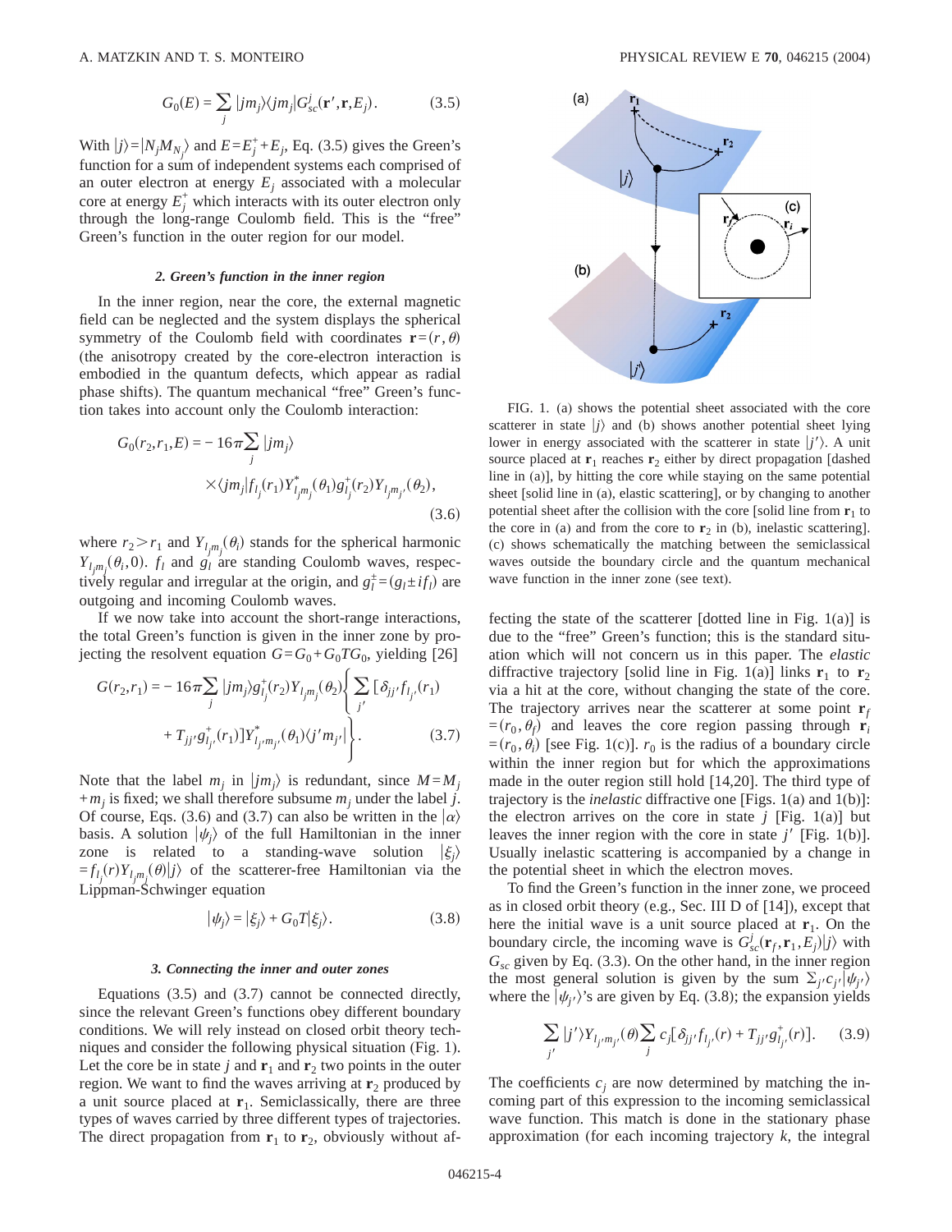$$G_0(E) = \sum_j |jm_j\rangle\langle jm_j|G_{sc}^j(\mathbf{r}',\mathbf{r},E_j). \tag{3.5}$$

With $|j\rangle = |N_j M_{N_j}\rangle$ and $E = E_j^+ + E_j$, Eq. (3.5) gives the Green's function for a sum of independent systems each comprised of an outer electron at energy $E_j$ associated with a molecular core at energy $E_j^+$ which interacts with its outer electron only through the long-range Coulomb field. This is the "free" Green's function in the outer region for our model.

### 2. Green's function in the inner region

In the inner region, near the core, the external magnetic field can be neglected and the system displays the spherical symmetry of the Coulomb field with coordinates $\mathbf{r} = (r, \theta)$ (the anisotropy created by the core-electron interaction is embodied in the quantum defects, which appear as radial phase shifts). The quantum mechanical "free" Green's function takes into account only the Coulomb interaction:

$$\begin{aligned} G_0(r_2, r_1, E) = &-16\pi \sum_j |jm_j\rangle \\ &\times \langle jm_j| f_{l_j}(r_1) Y_{l_j m_j}^*(\theta_1) g_{l_j}^+(r_2) Y_{l_j m_j}(\theta_2), \end{aligned} \tag{3.6}$$

where $r_2 > r_1$ and $Y_{l_j m_j}(\theta_i)$ stands for the spherical harmonic $Y_{l_j m_j}(\theta_i, 0)$. $f_l$ and $g_l$ are standing Coulomb waves, respectively regular and irregular at the origin, and $g_l^{\pm} = (g_l \pm i f_l)$ are outgoing and incoming Coulomb waves.

If we now take into account the short-range interactions, the total Green's function is given in the inner zone by projecting the resolvent equation $G = G_0 + G_0 T G_0$, yielding [26]

$$\begin{aligned} G(r_2, r_1) = &-16\pi \sum_j |jm_j\rangle g_{l_j}^+(r_2) Y_{l_j m_j}(\theta_2) \Bigg\{ \sum_{j'} [\delta_{jj'} f_{l_{j'}}(r_1) \\ &+ T_{jj'} g_{l_{j'}}^+(r_1)] Y_{l_{j'} m_{j'}}^*(\theta_1) \langle j' m_{j'}| \Bigg\}. \end{aligned} \tag{3.7}$$

Note that the label $m_j$ in $|jm_j\rangle$ is redundant, since $M = M_j + m_j$ is fixed; we shall therefore subsume $m_j$ under the label $j$. Of course, Eqs. (3.6) and (3.7) can also be written in the $|\alpha\rangle$ basis. A solution $|\psi_j\rangle$ of the full Hamiltonian in the inner zone is related to a standing-wave solution $|\xi_j\rangle = f_{l_j}(r) Y_{l_j m_j}(\theta)|j\rangle$ of the scatterer-free Hamiltonian via the Lippman-Schwinger equation

$$|\psi_j\rangle = |\xi_j\rangle + G_0 T |\xi_j\rangle. \tag{3.8}$$

### 3. Connecting the inner and outer zones

Equations (3.5) and (3.7) cannot be connected directly, since the relevant Green's functions obey different boundary conditions. We will rely instead on closed orbit theory techniques and consider the following physical situation (Fig. 1). Let the core be in state $j$ and $\mathbf{r}_1$ and $\mathbf{r}_2$ two points in the outer region. We want to find the waves arriving at $\mathbf{r}_2$ produced by a unit source placed at $\mathbf{r}_1$. Semiclassically, there are three types of waves carried by three different types of trajectories. The direct propagation from $\mathbf{r}_1$ to $\mathbf{r}_2$, obviously without affecting the state of the scatterer [dotted line in Fig. 1(a)] is due to the "free" Green's function; this is the standard situation which will not concern us in this paper. The *elastic* diffractive trajectory [solid line in Fig. 1(a)] links $\mathbf{r}_1$ to $\mathbf{r}_2$ via a hit at the core, without changing the state of the core. The trajectory arrives near the scatterer at some point $\mathbf{r}_f = (r_0, \theta_f)$ and leaves the core region passing through $\mathbf{r}_i = (r_0, \theta_i)$ [see Fig. 1(c)]. $r_0$ is the radius of a boundary circle within the inner region but for which the approximations made in the outer region still hold [14,20]. The third type of trajectory is the *inelastic* diffractive one [Figs. 1(a) and 1(b)]: the electron arrives on the core in state $j$ [Fig. 1(a)] but leaves the inner region with the core in state $j'$ [Fig. 1(b)]. Usually inelastic scattering is accompanied by a change in the potential sheet in which the electron moves.

FIG. 1. (a) shows the potential sheet associated with the core scatterer in state $|j\rangle$ and (b) shows another potential sheet lying lower in energy associated with the scatterer in state $|j'\rangle$. A unit source placed at $\mathbf{r}_1$ reaches $\mathbf{r}_2$ either by direct propagation [dashed line in (a)], by hitting the core while staying on the same potential sheet [solid line in (a), elastic scattering], or by changing to another potential sheet after the collision with the core [solid line from $\mathbf{r}_1$ to the core in (a) and from the core to $\mathbf{r}_2$ in (b), inelastic scattering]. (c) shows schematically the matching between the semiclassical waves outside the boundary circle and the quantum mechanical wave function in the inner zone (see text).

To find the Green's function in the inner zone, we proceed as in closed orbit theory (e.g., Sec. III D of [14]), except that here the initial wave is a unit source placed at $\mathbf{r}_1$. On the boundary circle, the incoming wave is $G_{sc}^j(\mathbf{r}_f, \mathbf{r}_1, E_j)|j\rangle$ with $G_{sc}$ given by Eq. (3.3). On the other hand, in the inner region the most general solution is given by the sum $\Sigma_{j'} c_{j'} |\psi_{j'}\rangle$ where the $|\psi_{j'}\rangle$'s are given by Eq. (3.8); the expansion yields

$$\sum_{j'} |j'\rangle Y_{l_{j'} m_{j'}}(\theta) \sum_j c_j [\delta_{jj'} f_{l_{j'}}(r) + T_{jj'} g_{l_{j'}}^+(r)]. \tag{3.9}$$

The coefficients $c_j$ are now determined by matching the incoming part of this expression to the incoming semiclassical wave function. This match is done in the stationary phase approximation (for each incoming trajectory $k$, the integral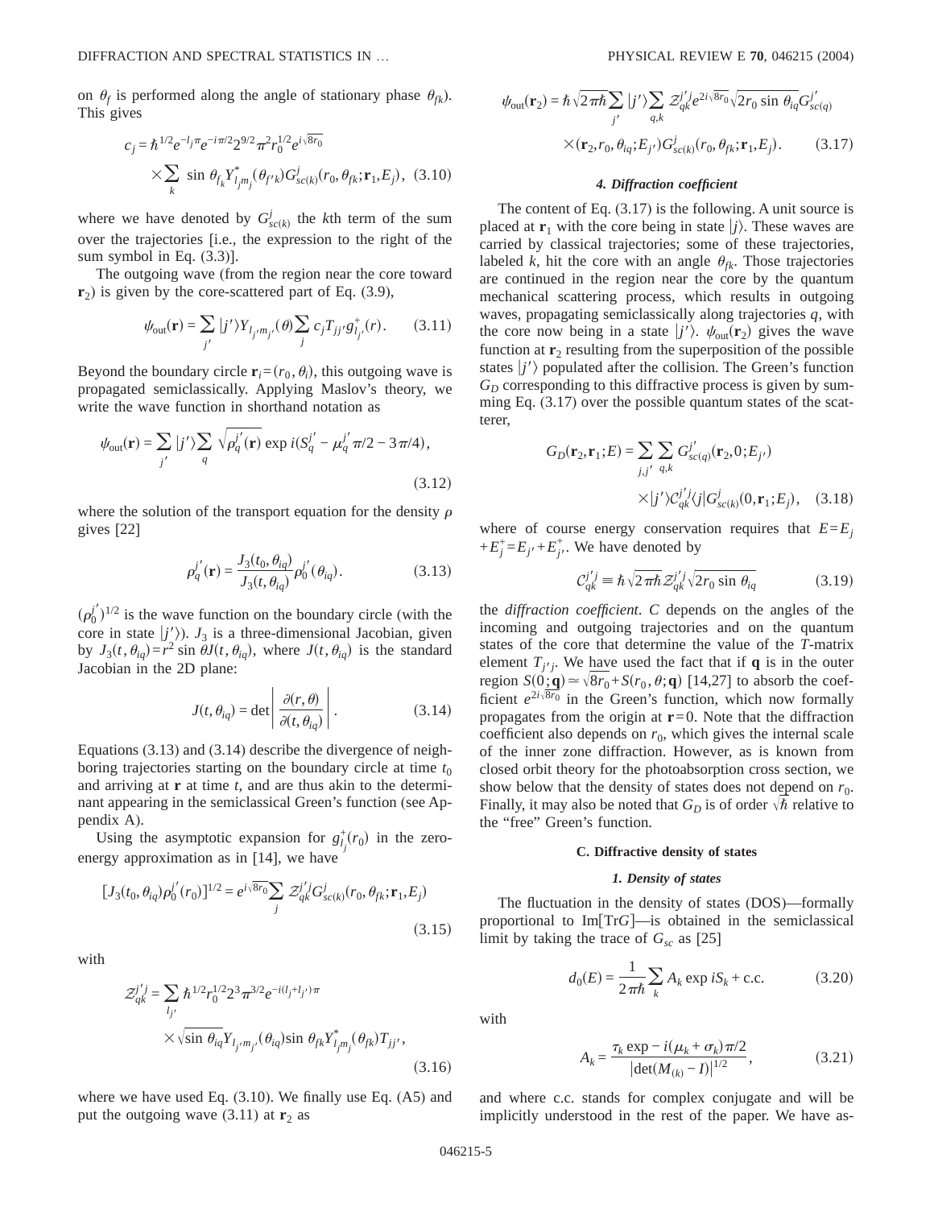on $\theta_f$ is performed along the angle of stationary phase $\theta_{fk}$). This gives

$$c_j = \hbar^{1/2} e^{-l_j \pi} e^{-i\pi/2} 2^{9/2} \pi^2 r_0^{1/2} e^{i\sqrt{8r_0}} \times \sum_k \sin\theta_{f_k} Y^*_{l_j m_j}(\theta_{f'k}) G^j_{sc(k)}(r_0, \theta_{fk}; \mathbf{r}_1, E_j), \quad (3.10)$$

where we have denoted by $G^j_{sc(k)}$ the $k$th term of the sum over the trajectories [i.e., the expression to the right of the sum symbol in Eq. (3.3)].

The outgoing wave (from the region near the core toward $\mathbf{r}_2$) is given by the core-scattered part of Eq. (3.9),

$$\psi_{\text{out}}(\mathbf{r}) = \sum_{j'} |j'\rangle Y_{l_{j'} m_{j'}}(\theta) \sum_j c_j T_{jj'} g^+_{l_{j'}}(r). \quad (3.11)$$

Beyond the boundary circle $\mathbf{r}_i = (r_0, \theta_i)$, this outgoing wave is propagated semiclassically. Applying Maslov's theory, we write the wave function in shorthand notation as

$$\psi_{\text{out}}(\mathbf{r}) = \sum_{j'} |j'\rangle \sum_q \sqrt{\rho^{j'}_q(\mathbf{r})} \exp i(S^{j'}_q - \mu^{j'}_q \pi/2 - 3\pi/4), \quad (3.12)$$

where the solution of the transport equation for the density $\rho$ gives [22]

$$\rho^{j'}_q(\mathbf{r}) = \frac{J_3(t_0, \theta_{iq})}{J_3(t, \theta_{iq})} \rho^{j'}_0(\theta_{iq}). \quad (3.13)$$

$(\rho^{j'}_0)^{1/2}$ is the wave function on the boundary circle (with the core in state $|j'\rangle$). $J_3$ is a three-dimensional Jacobian, given by $J_3(t, \theta_{iq}) = r^2 \sin\theta J(t, \theta_{iq})$, where $J(t, \theta_{iq})$ is the standard Jacobian in the 2D plane:

$$J(t, \theta_{iq}) = \det \left| \frac{\partial(r, \theta)}{\partial(t, \theta_{iq})} \right|. \quad (3.14)$$

Equations (3.13) and (3.14) describe the divergence of neighboring trajectories starting on the boundary circle at time $t_0$ and arriving at $\mathbf{r}$ at time $t$, and are thus akin to the determinant appearing in the semiclassical Green's function (see Appendix A).

Using the asymptotic expansion for $g^+_{l_j}(r_0)$ in the zero-energy approximation as in [14], we have

$$[J_3(t_0, \theta_{iq}) \rho^{j'}_0(r_0)]^{1/2} = e^{i\sqrt{8r_0}} \sum_j \mathcal{Z}^{j'j}_{qk} G^j_{sc(k)}(r_0, \theta_{fk}; \mathbf{r}_1, E_j) \quad (3.15)$$

with

$$\mathcal{Z}^{j'j}_{qk} = \sum_{l_{j'}} \hbar^{1/2} r_0^{1/2} 2^3 \pi^{3/2} e^{-i(l_j + l_{j'})\pi} \times \sqrt{\sin\theta_{iq}} Y_{l_{j'} m_{j'}}(\theta_{iq}) \sin\theta_{fk} Y^*_{l_j m_j}(\theta_{fk}) T_{jj'}, \quad (3.16)$$

where we have used Eq. (3.10). We finally use Eq. (A5) and put the outgoing wave (3.11) at $\mathbf{r}_2$ as

$$\psi_{\text{out}}(\mathbf{r}_2) = \hbar\sqrt{2\pi\hbar} \sum_{j'} |j'\rangle \sum_{q,k} \mathcal{Z}^{j'j}_{qk} e^{2i\sqrt{8r_0}} \sqrt{2r_0 \sin\theta_{iq}} G^{j'}_{sc(q)} \times (\mathbf{r}_2, r_0, \theta_{iq}; E_{j'}) G^j_{sc(k)}(r_0, \theta_{fk}; \mathbf{r}_1, E_j). \quad (3.17)$$

#### 4. Diffraction coefficient

The content of Eq. (3.17) is the following. A unit source is placed at $\mathbf{r}_1$ with the core being in state $|j\rangle$. These waves are carried by classical trajectories; some of these trajectories, labeled $k$, hit the core with an angle $\theta_{fk}$. Those trajectories are continued in the region near the core by the quantum mechanical scattering process, which results in outgoing waves, propagating semiclassically along trajectories $q$, with the core now being in a state $|j'\rangle$. $\psi_{\text{out}}(\mathbf{r}_2)$ gives the wave function at $\mathbf{r}_2$ resulting from the superposition of the possible states $|j'\rangle$ populated after the collision. The Green's function $G_D$ corresponding to this diffractive process is given by summing Eq. (3.17) over the possible quantum states of the scatterer,

$$G_D(\mathbf{r}_2, \mathbf{r}_1; E) = \sum_{j,j'} \sum_{q,k} G^{j'}_{sc(q)}(\mathbf{r}_2, 0; E_{j'}) \times |j'\rangle \mathcal{C}^{j'j}_{qk} \langle j| G^j_{sc(k)}(0, \mathbf{r}_1; E_j), \quad (3.18)$$

where of course energy conservation requires that $E = E_j + E^+_j = E_{j'} + E^+_{j'}$. We have denoted by

$$\mathcal{C}^{j'j}_{qk} \equiv \hbar\sqrt{2\pi\hbar} \mathcal{Z}^{j'j}_{qk} \sqrt{2r_0 \sin\theta_{iq}} \quad (3.19)$$

the *diffraction coefficient*. $C$ depends on the angles of the incoming and outgoing trajectories and on the quantum states of the core that determine the value of the $T$-matrix element $T_{j'j}$. We have used the fact that if $\mathbf{q}$ is in the outer region $S(0;\mathbf{q}) \simeq \sqrt{8r_0} + S(r_0, \theta; \mathbf{q})$ [14,27] to absorb the coefficient $e^{2i\sqrt{8r_0}}$ in the Green's function, which now formally propagates from the origin at $\mathbf{r} = 0$. Note that the diffraction coefficient also depends on $r_0$, which gives the internal scale of the inner zone diffraction. However, as is known from closed orbit theory for the photoabsorption cross section, we show below that the density of states does not depend on $r_0$. Finally, it may also be noted that $G_D$ is of order $\sqrt{\hbar}$ relative to the "free" Green's function.

### C. Diffractive density of states

#### 1. Density of states

The fluctuation in the density of states (DOS)—formally proportional to $\text{Im}[\text{Tr}G]$—is obtained in the semiclassical limit by taking the trace of $G_{sc}$ as [25]

$$d_0(E) = \frac{1}{2\pi\hbar} \sum_k A_k \exp iS_k + \text{c.c.} \quad (3.20)$$

with

$$A_k = \frac{\tau_k \exp - i(\mu_k + \sigma_k)\pi/2}{|\det(M_{(k)} - I)|^{1/2}}, \quad (3.21)$$

and where c.c. stands for complex conjugate and will be implicitly understood in the rest of the paper. We have as-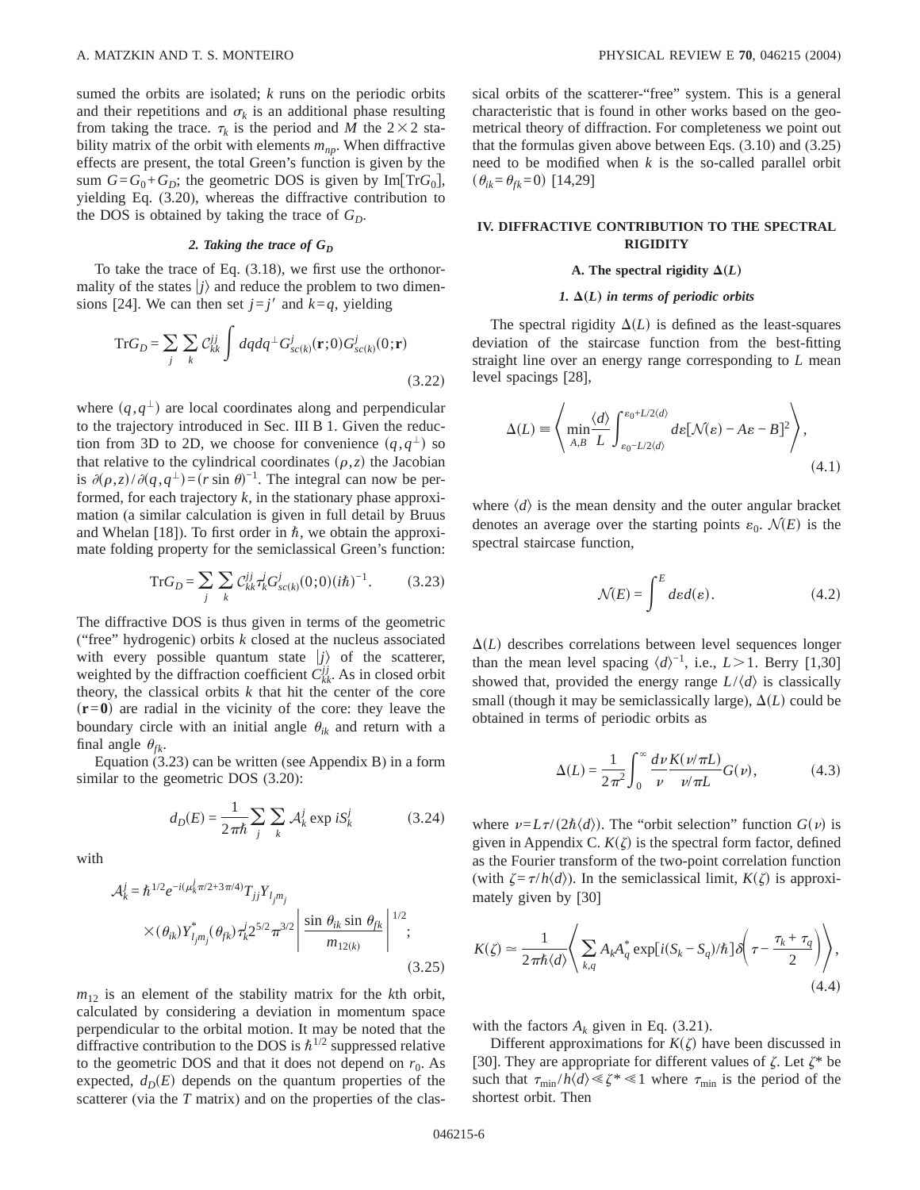sumed the orbits are isolated; $k$ runs on the periodic orbits and their repetitions and $\sigma_k$ is an additional phase resulting from taking the trace. $\tau_k$ is the period and $M$ the $2\times 2$ stability matrix of the orbit with elements $m_{np}$. When diffractive effects are present, the total Green's function is given by the sum $G=G_0+G_D$; the geometric DOS is given by $\mathrm{Im}[\mathrm{Tr}G_0]$, yielding Eq. (3.20), whereas the diffractive contribution to the DOS is obtained by taking the trace of $G_D$.

#### 2. Taking the trace of $G_D$

To take the trace of Eq. (3.18), we first use the orthonormality of the states $|j\rangle$ and reduce the problem to two dimensions [24]. We can then set $j=j'$ and $k=q$, yielding

$$\mathrm{Tr}G_D = \sum_j \sum_k \mathcal{C}_{kk}^{jj} \int dq dq^{\perp} G_{sc(k)}^{j}(\mathbf{r};0) G_{sc(k)}^{j}(0;\mathbf{r}) \tag{3.22}$$

where $(q,q^{\perp})$ are local coordinates along and perpendicular to the trajectory introduced in Sec. III B 1. Given the reduction from 3D to 2D, we choose for convenience $(q,q^{\perp})$ so that relative to the cylindrical coordinates $(\rho,z)$ the Jacobian is $\partial(\rho,z)/\partial(q,q^{\perp})=(r\sin\theta)^{-1}$. The integral can now be performed, for each trajectory $k$, in the stationary phase approximation (a similar calculation is given in full detail by Bruus and Whelan [18]). To first order in $\hbar$, we obtain the approximate folding property for the semiclassical Green's function:

$$\mathrm{Tr}G_D = \sum_j \sum_k \mathcal{C}_{kk}^{jj} \tau_k^j G_{sc(k)}^{j}(0;0)(i\hbar)^{-1}. \tag{3.23}$$

The diffractive DOS is thus given in terms of the geometric ("free" hydrogenic) orbits $k$ closed at the nucleus associated with every possible quantum state $|j\rangle$ of the scatterer, weighted by the diffraction coefficient $C_{kk}^{jj}$. As in closed orbit theory, the classical orbits $k$ that hit the center of the core $(\mathbf{r}=\mathbf{0})$ are radial in the vicinity of the core: they leave the boundary circle with an initial angle $\theta_{ik}$ and return with a final angle $\theta_{fk}$.

Equation (3.23) can be written (see Appendix B) in a form similar to the geometric DOS (3.20):

$$d_D(E) = \frac{1}{2\pi\hbar} \sum_j \sum_k \mathcal{A}_k^j \exp iS_k^j \tag{3.24}$$

with

$$\mathcal{A}_k^j = \hbar^{1/2} e^{-i(\mu_k^j \pi/2 + 3\pi/4)} T_{jj} Y_{l_j m_j} \times (\theta_{ik}) Y_{l_j m_j}^{*}(\theta_{fk}) \tau_k^j 2^{5/2} \pi^{3/2} \left| \frac{\sin\theta_{ik}\sin\theta_{fk}}{m_{12(k)}} \right|^{1/2}; \tag{3.25}$$

$m_{12}$ is an element of the stability matrix for the $k$th orbit, calculated by considering a deviation in momentum space perpendicular to the orbital motion. It may be noted that the diffractive contribution to the DOS is $\hbar^{1/2}$ suppressed relative to the geometric DOS and that it does not depend on $r_0$. As expected, $d_D(E)$ depends on the quantum properties of the scatterer (via the $T$ matrix) and on the properties of the classical orbits of the scatterer-"free" system. This is a general characteristic that is found in other works based on the geometrical theory of diffraction. For completeness we point out that the formulas given above between Eqs. (3.10) and (3.25) need to be modified when $k$ is the so-called parallel orbit $(\theta_{ik}=\theta_{fk}=0)$ [14,29]

## IV. DIFFRACTIVE CONTRIBUTION TO THE SPECTRAL RIGIDITY

### A. The spectral rigidity $\Delta(L)$

#### 1. $\Delta(L)$ in terms of periodic orbits

The spectral rigidity $\Delta(L)$ is defined as the least-squares deviation of the staircase function from the best-fitting straight line over an energy range corresponding to $L$ mean level spacings [28],

$$\Delta(L) \equiv \left\langle \min_{A,B} \frac{\langle d\rangle}{L} \int_{\varepsilon_0 - L/2\langle d\rangle}^{\varepsilon_0 + L/2\langle d\rangle} d\varepsilon [\mathcal{N}(\varepsilon) - A\varepsilon - B]^2 \right\rangle, \tag{4.1}$$

where $\langle d\rangle$ is the mean density and the outer angular bracket denotes an average over the starting points $\varepsilon_0$. $\mathcal{N}(E)$ is the spectral staircase function,

$$\mathcal{N}(E) = \int^{E} d\varepsilon d(\varepsilon). \tag{4.2}$$

$\Delta(L)$ describes correlations between level sequences longer than the mean level spacing $\langle d\rangle^{-1}$, i.e., $L>1$. Berry [1,30] showed that, provided the energy range $L/\langle d\rangle$ is classically small (though it may be semiclassically large), $\Delta(L)$ could be obtained in terms of periodic orbits as

$$\Delta(L) = \frac{1}{2\pi^2} \int_0^{\infty} \frac{d\nu}{\nu} \frac{K(\nu/\pi L)}{\nu/\pi L} G(\nu), \tag{4.3}$$

where $\nu = L\tau/(2\hbar\langle d\rangle)$. The "orbit selection" function $G(\nu)$ is given in Appendix C. $K(\zeta)$ is the spectral form factor, defined as the Fourier transform of the two-point correlation function (with $\zeta=\tau/h\langle d\rangle$). In the semiclassical limit, $K(\zeta)$ is approximately given by [30]

$$K(\zeta) \simeq \frac{1}{2\pi\hbar\langle d\rangle} \left\langle \sum_{k,q} A_k A_q^{*} \exp[i(S_k - S_q)/\hbar] \delta\!\left(\tau - \frac{\tau_k + \tau_q}{2}\right) \right\rangle, \tag{4.4}$$

with the factors $A_k$ given in Eq. (3.21).

Different approximations for $K(\zeta)$ have been discussed in [30]. They are appropriate for different values of $\zeta$. Let $\zeta^*$ be such that $\tau_{\min}/h\langle d\rangle \ll \zeta^* \ll 1$ where $\tau_{\min}$ is the period of the shortest orbit. Then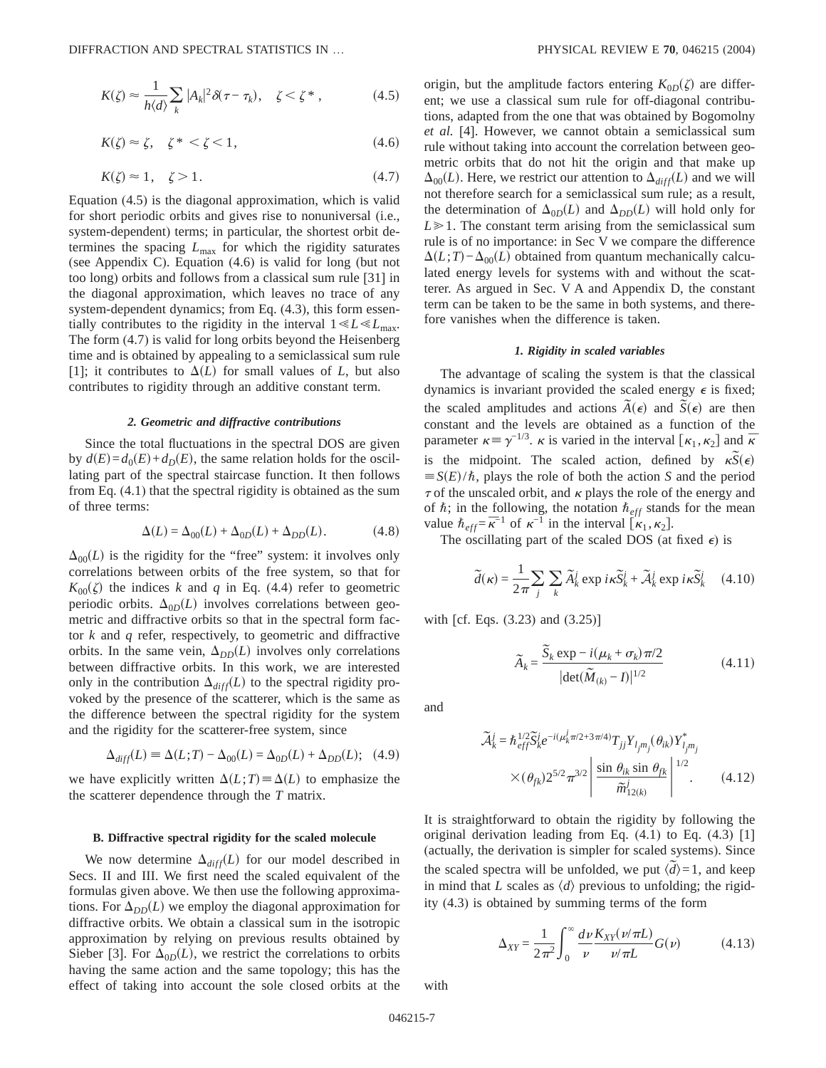$$K(\zeta) \approx \frac{1}{h\langle d\rangle}\sum_k |A_k|^2 \delta(\tau - \tau_k), \quad \zeta < \zeta^*, \tag{4.5}$$

$$K(\zeta) \approx \zeta, \quad \zeta^* < \zeta < 1, \tag{4.6}$$

$$K(\zeta) \approx 1, \quad \zeta > 1. \tag{4.7}$$

Equation (4.5) is the diagonal approximation, which is valid for short periodic orbits and gives rise to nonuniversal (i.e., system-dependent) terms; in particular, the shortest orbit determines the spacing $L_{\max}$ for which the rigidity saturates (see Appendix C). Equation (4.6) is valid for long (but not too long) orbits and follows from a classical sum rule [31] in the diagonal approximation, which leaves no trace of any system-dependent dynamics; from Eq. (4.3), this form essentially contributes to the rigidity in the interval $1 \ll L \ll L_{\max}$. The form (4.7) is valid for long orbits beyond the Heisenberg time and is obtained by appealing to a semiclassical sum rule [1]; it contributes to $\Delta(L)$ for small values of $L$, but also contributes to rigidity through an additive constant term.

#### 2. Geometric and diffractive contributions

Since the total fluctuations in the spectral DOS are given by $d(E)=d_0(E)+d_D(E)$, the same relation holds for the oscillating part of the spectral staircase function. It then follows from Eq. (4.1) that the spectral rigidity is obtained as the sum of three terms:

$$\Delta(L) = \Delta_{00}(L) + \Delta_{0D}(L) + \Delta_{DD}(L). \tag{4.8}$$

$\Delta_{00}(L)$ is the rigidity for the "free" system: it involves only correlations between orbits of the free system, so that for $K_{00}(\zeta)$ the indices $k$ and $q$ in Eq. (4.4) refer to geometric periodic orbits. $\Delta_{0D}(L)$ involves correlations between geometric and diffractive orbits so that in the spectral form factor $k$ and $q$ refer, respectively, to geometric and diffractive orbits. In the same vein, $\Delta_{DD}(L)$ involves only correlations between diffractive orbits. In this work, we are interested only in the contribution $\Delta_{diff}(L)$ to the spectral rigidity provoked by the presence of the scatterer, which is the same as the difference between the spectral rigidity for the system and the rigidity for the scatterer-free system, since

$$\Delta_{diff}(L) \equiv \Delta(L;T) - \Delta_{00}(L) = \Delta_{0D}(L) + \Delta_{DD}(L); \tag{4.9}$$

we have explicitly written $\Delta(L;T)\equiv\Delta(L)$ to emphasize the the scatterer dependence through the $T$ matrix.

### B. Diffractive spectral rigidity for the scaled molecule

We now determine $\Delta_{diff}(L)$ for our model described in Secs. II and III. We first need the scaled equivalent of the formulas given above. We then use the following approximations. For $\Delta_{DD}(L)$ we employ the diagonal approximation for diffractive orbits. We obtain a classical sum in the isotropic approximation by relying on previous results obtained by Sieber [3]. For $\Delta_{0D}(L)$, we restrict the correlations to orbits having the same action and the same topology; this has the effect of taking into account the sole closed orbits at the origin, but the amplitude factors entering $K_{0D}(\zeta)$ are different; we use a classical sum rule for off-diagonal contributions, adapted from the one that was obtained by Bogomolny *et al.* [4]. However, we cannot obtain a semiclassical sum rule without taking into account the correlation between geometric orbits that do not hit the origin and that make up $\Delta_{00}(L)$. Here, we restrict our attention to $\Delta_{diff}(L)$ and we will not therefore search for a semiclassical sum rule; as a result, the determination of $\Delta_{0D}(L)$ and $\Delta_{DD}(L)$ will hold only for $L \gg 1$. The constant term arising from the semiclassical sum rule is of no importance: in Sec V we compare the difference $\Delta(L;T)-\Delta_{00}(L)$ obtained from quantum mechanically calculated energy levels for systems with and without the scatterer. As argued in Sec. V A and Appendix D, the constant term can be taken to be the same in both systems, and therefore vanishes when the difference is taken.

#### 1. Rigidity in scaled variables

The advantage of scaling the system is that the classical dynamics is invariant provided the scaled energy $\epsilon$ is fixed; the scaled amplitudes and actions $\tilde{A}(\epsilon)$ and $\tilde{S}(\epsilon)$ are then constant and the levels are obtained as a function of the parameter $\kappa \equiv \gamma^{-1/3}$. $\kappa$ is varied in the interval $[\kappa_1,\kappa_2]$ and $\bar{\kappa}$ is the midpoint. The scaled action, defined by $\kappa\tilde{S}(\epsilon) \equiv S(E)/\hbar$, plays the role of both the action $S$ and the period $\tau$ of the unscaled orbit, and $\kappa$ plays the role of the energy and of $\hbar$; in the following, the notation $\hbar_{eff}$ stands for the mean value $\hbar_{eff}=\bar{\kappa}^{-1}$ of $\kappa^{-1}$ in the interval $[\kappa_1,\kappa_2]$.

The oscillating part of the scaled DOS (at fixed $\epsilon$) is

$$\tilde{d}(\kappa) = \frac{1}{2\pi}\sum_j \sum_k \tilde{A}_k^j \exp i\kappa\tilde{S}_k^j + \tilde{\mathcal{A}}_k^j \exp i\kappa\tilde{S}_k^j \tag{4.10}$$

with [cf. Eqs. (3.23) and (3.25)]

$$\tilde{A}_k = \frac{\tilde{S}_k \exp - i(\mu_k+\sigma_k)\pi/2}{|\det(\tilde{M}_{(k)}-I)|^{1/2}} \tag{4.11}$$

and

$$\tilde{\mathcal{A}}_k^j = \hbar_{eff}^{1/2}\tilde{S}_k^j e^{-i(\mu_k^j\pi/2+3\pi/4)} T_{jj} Y_{l_j m_j}(\theta_{ik}) Y^*_{l_j m_j} \times (\theta_{fk}) 2^{5/2}\pi^{3/2}\left|\frac{\sin\theta_{ik}\sin\theta_{fk}}{\tilde{m}^j_{12(k)}}\right|^{1/2}. \tag{4.12}$$

It is straightforward to obtain the rigidity by following the original derivation leading from Eq. (4.1) to Eq. (4.3) [1] (actually, the derivation is simpler for scaled systems). Since the scaled spectra will be unfolded, we put $\langle\tilde{d}\rangle=1$, and keep in mind that $L$ scales as $\langle d\rangle$ previous to unfolding; the rigidity (4.3) is obtained by summing terms of the form

$$\Delta_{XY} = \frac{1}{2\pi^2}\int_0^\infty \frac{d\nu}{\nu}\frac{K_{XY}(\nu/\pi L)}{\nu/\pi L}G(\nu) \tag{4.13}$$

with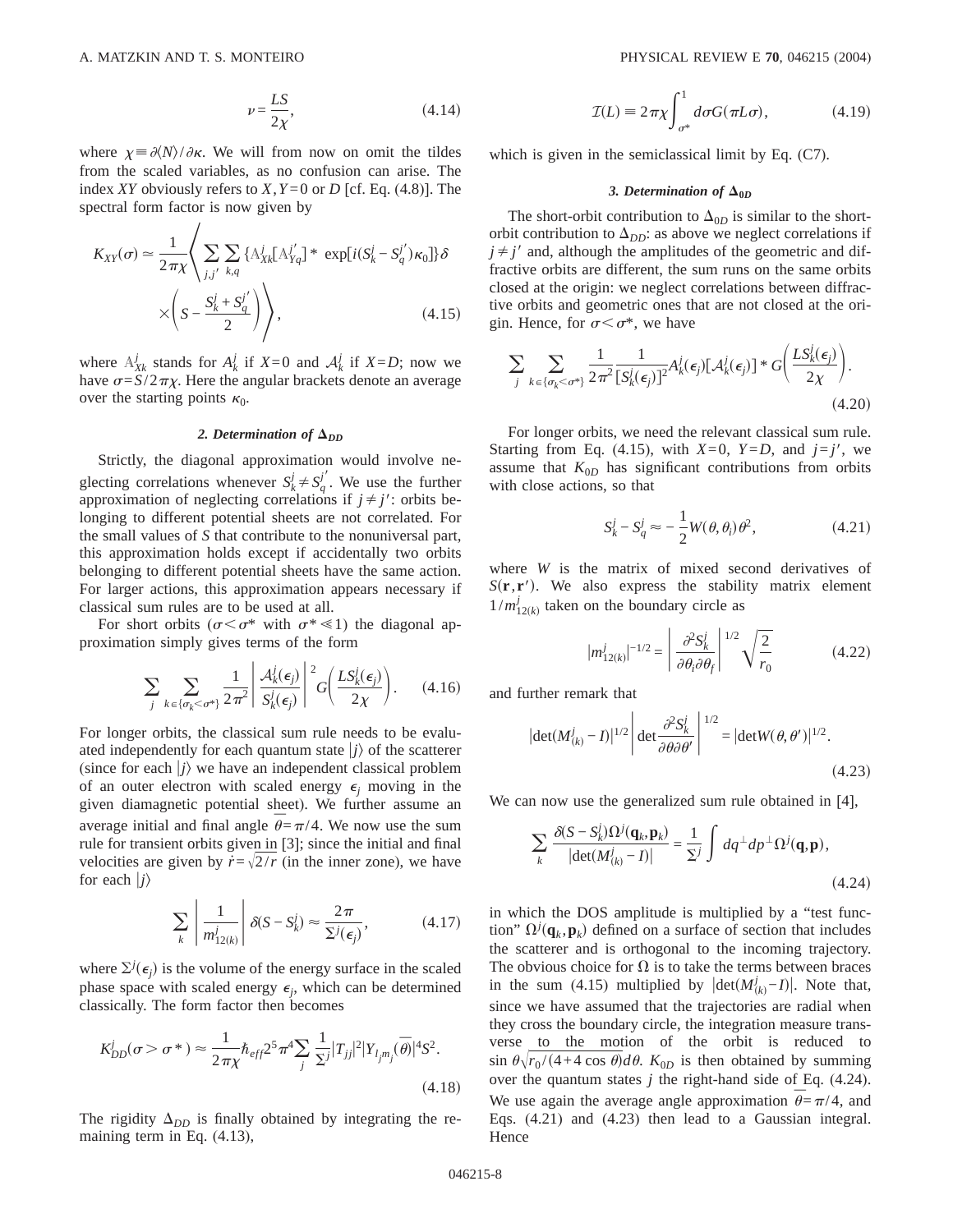$$\nu = \frac{LS}{2\chi}, \tag{4.14}$$

where $\chi \equiv \partial \langle N \rangle / \partial \kappa$. We will from now on omit the tildes from the scaled variables, as no confusion can arise. The index $XY$ obviously refers to $X, Y=0$ or $D$ [cf. Eq. (4.8)]. The spectral form factor is now given by

$$K_{XY}(\sigma) \simeq \frac{1}{2\pi\chi} \left\langle \sum_{j,j'} \sum_{k,q} \{ \mathbb{A}_{Xk}^{j} [\mathbb{A}_{Yq}^{j'}]^* \exp[i(S_k^j - S_q^{j'})\kappa_0] \} \delta \times \left( S - \frac{S_k^j + S_q^{j'}}{2} \right) \right\rangle, \tag{4.15}$$

where $\mathbb{A}_{Xk}^{j}$ stands for $A_k^j$ if $X=0$ and $\mathcal{A}_k^j$ if $X=D$; now we have $\sigma = S/2\pi\chi$. Here the angular brackets denote an average over the starting points $\kappa_0$.

### 2. Determination of $\Delta_{DD}$

Strictly, the diagonal approximation would involve neglecting correlations whenever $S_k^j \neq S_q^{j'}$. We use the further approximation of neglecting correlations if $j \neq j'$: orbits belonging to different potential sheets are not correlated. For the small values of $S$ that contribute to the nonuniversal part, this approximation holds except if accidentally two orbits belonging to different potential sheets have the same action. For larger actions, this approximation appears necessary if classical sum rules are to be used at all.

For short orbits ($\sigma < \sigma^*$ with $\sigma^* \ll 1$) the diagonal approximation simply gives terms of the form

$$\sum_j \sum_{k \in \{\sigma_k < \sigma^*\}} \frac{1}{2\pi^2} \left| \frac{\mathcal{A}_k^j(\epsilon_j)}{S_k^j(\epsilon_j)} \right|^2 G\left( \frac{LS_k^j(\epsilon_j)}{2\chi} \right). \tag{4.16}$$

For longer orbits, the classical sum rule needs to be evaluated independently for each quantum state $|j\rangle$ of the scatterer (since for each $|j\rangle$ we have an independent classical problem of an outer electron with scaled energy $\epsilon_j$ moving in the given diamagnetic potential sheet). We further assume an average initial and final angle $\bar{\theta} = \pi/4$. We now use the sum rule for transient orbits given in [3]; since the initial and final velocities are given by $\dot{r} = \sqrt{2/r}$ (in the inner zone), we have for each $|j\rangle$

$$\sum_k \left| \frac{1}{m_{12(k)}^j} \right| \delta(S - S_k^j) \approx \frac{2\pi}{\Sigma^j(\epsilon_j)}, \tag{4.17}$$

where $\Sigma^j(\epsilon_j)$ is the volume of the energy surface in the scaled phase space with scaled energy $\epsilon_j$, which can be determined classically. The form factor then becomes

$$K_{DD}^j(\sigma > \sigma^*) \approx \frac{1}{2\pi\chi} \hbar_{eff} 2^5 \pi^4 \sum_j \frac{1}{\Sigma^j} |T_{jj}|^2 |Y_{l_j m_j}(\bar{\theta})|^4 S^2. \tag{4.18}$$

The rigidity $\Delta_{DD}$ is finally obtained by integrating the remaining term in Eq. (4.13),

$$\mathcal{I}(L) \equiv 2\pi\chi \int_{\sigma^*}^{1} d\sigma G(\pi L \sigma), \tag{4.19}$$

which is given in the semiclassical limit by Eq. (C7).

### 3. Determination of $\Delta_{0D}$

The short-orbit contribution to $\Delta_{0D}$ is similar to the short-orbit contribution to $\Delta_{DD}$: as above we neglect correlations if $j \neq j'$ and, although the amplitudes of the geometric and diffractive orbits are different, the sum runs on the same orbits closed at the origin: we neglect correlations between diffractive orbits and geometric ones that are not closed at the origin. Hence, for $\sigma < \sigma^*$, we have

$$\sum_j \sum_{k \in \{\sigma_k < \sigma^*\}} \frac{1}{2\pi^2} \frac{1}{[S_k^j(\epsilon_j)]^2} A_k^j(\epsilon_j) [\mathcal{A}_k^j(\epsilon_j)]^* G\left( \frac{LS_k^j(\epsilon_j)}{2\chi} \right). \tag{4.20}$$

For longer orbits, we need the relevant classical sum rule. Starting from Eq. (4.15), with $X=0$, $Y=D$, and $j=j'$, we assume that $K_{0D}$ has significant contributions from orbits with close actions, so that

$$S_k^j - S_q^j \approx -\frac{1}{2} W(\theta, \theta_i) \theta^2, \tag{4.21}$$

where $W$ is the matrix of mixed second derivatives of $S(\mathbf{r}, \mathbf{r}')$. We also express the stability matrix element $1/m_{12(k)}^j$ taken on the boundary circle as

$$|m_{12(k)}^j|^{-1/2} = \left| \frac{\partial^2 S_k^j}{\partial \theta_i \partial \theta_f} \right|^{1/2} \sqrt{\frac{2}{r_0}} \tag{4.22}$$

and further remark that

$$|\det(M_{(k)}^j - I)|^{1/2} \left| \det \frac{\partial^2 S_k^j}{\partial \theta \partial \theta'} \right|^{1/2} = |\det W(\theta, \theta')|^{1/2}. \tag{4.23}$$

We can now use the generalized sum rule obtained in [4],

$$\sum_k \frac{\delta(S - S_k^j) \Omega^j(\mathbf{q}_k, \mathbf{p}_k)}{|\det(M_{(k)}^j - I)|} = \frac{1}{\Sigma^j} \int dq^\perp dp^\perp \Omega^j(\mathbf{q}, \mathbf{p}), \tag{4.24}$$

in which the DOS amplitude is multiplied by a "test function" $\Omega^j(\mathbf{q}_k, \mathbf{p}_k)$ defined on a surface of section that includes the scatterer and is orthogonal to the incoming trajectory. The obvious choice for $\Omega$ is to take the terms between braces in the sum (4.15) multiplied by $|\det(M_{(k)}^j - I)|$. Note that, since we have assumed that the trajectories are radial when they cross the boundary circle, the integration measure transverse to the motion of the orbit is reduced to $\sin\theta \sqrt{r_0/(4+4\cos\theta)} d\theta$. $K_{0D}$ is then obtained by summing over the quantum states $j$ the right-hand side of Eq. (4.24). We use again the average angle approximation $\bar{\theta} = \pi/4$, and Eqs. (4.21) and (4.23) then lead to a Gaussian integral. Hence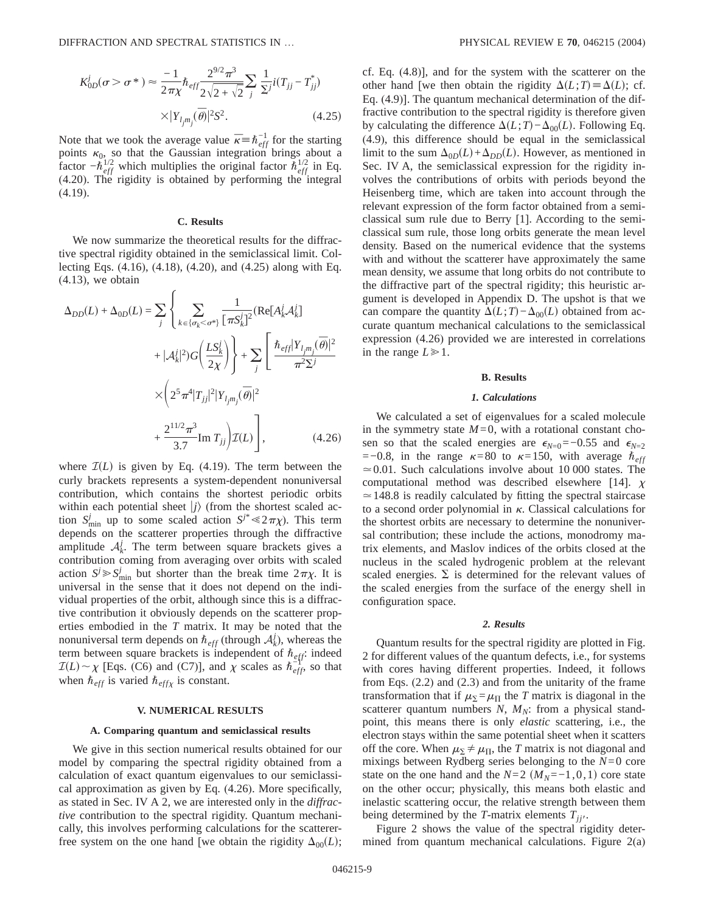$$K_{0D}^j(\sigma>\sigma^*) \approx \frac{-1}{2\pi\chi}\hbar_{eff}\frac{2^{9/2}\pi^3}{2\sqrt{2+\sqrt{2}}}\sum_j \frac{1}{\Sigma^j} i(T_{jj}-T_{jj}^*) \times |Y_{l_j m_j}(\overline{\theta})|^2 S^2. \tag{4.25}$$

Note that we took the average value $\overline{\kappa}\equiv\hbar_{eff}^{-1}$ for the starting points $\kappa_0$, so that the Gaussian integration brings about a factor $-\hbar_{eff}^{1/2}$ which multiplies the original factor $\hbar_{eff}^{1/2}$ in Eq. (4.20). The rigidity is obtained by performing the integral (4.19).

### C. Results

We now summarize the theoretical results for the diffractive spectral rigidity obtained in the semiclassical limit. Collecting Eqs. (4.16), (4.18), (4.20), and (4.25) along with Eq. (4.13), we obtain

$$\Delta_{DD}(L)+\Delta_{0D}(L) = \sum_j \left\{ \sum_{k\in\{\sigma_k<\sigma^*\}} \frac{1}{[\pi S_k^j]^2}(\mathrm{Re}[A_k^j \mathcal{A}_k^j] + |\mathcal{A}_k^j|^2) G\left(\frac{LS_k^j}{2\chi}\right)\right\} + \sum_j \left[\frac{\hbar_{eff}|Y_{l_j m_j}(\overline{\theta})|^2}{\pi^2\Sigma^j} \times \left(2^5\pi^4|T_{jj}|^2|Y_{l_j m_j}(\overline{\theta})|^2 + \frac{2^{11/2}\pi^3}{3.7}\mathrm{Im}\, T_{jj}\right)\mathcal{I}(L)\right], \tag{4.26}$$

where $\mathcal{I}(L)$ is given by Eq. (4.19). The term between the curly brackets represents a system-dependent nonuniversal contribution, which contains the shortest periodic orbits within each potential sheet $|j\rangle$ (from the shortest scaled action $S_{\min}^j$ up to some scaled action $S^{j*}\ll 2\pi\chi$). This term depends on the scatterer properties through the diffractive amplitude $\mathcal{A}_k^j$. The term between square brackets gives a contribution coming from averaging over orbits with scaled action $S^j \gg S_{\min}^j$ but shorter than the break time $2\pi\chi$. It is universal in the sense that it does not depend on the individual properties of the orbit, although since this is a diffractive contribution it obviously depends on the scatterer properties embodied in the $T$ matrix. It may be noted that the nonuniversal term depends on $\hbar_{eff}$ (through $\mathcal{A}_k^j$), whereas the term between square brackets is independent of $\hbar_{eff}$: indeed $\mathcal{I}(L)\sim\chi$ [Eqs. (C6) and (C7)], and $\chi$ scales as $\hbar_{eff}^{-1}$, so that when $\hbar_{eff}$ is varied $\hbar_{eff}\chi$ is constant.

## V. NUMERICAL RESULTS

### A. Comparing quantum and semiclassical results

We give in this section numerical results obtained for our model by comparing the spectral rigidity obtained from a calculation of exact quantum eigenvalues to our semiclassical approximation as given by Eq. (4.26). More specifically, as stated in Sec. IV A 2, we are interested only in the *diffractive* contribution to the spectral rigidity. Quantum mechanically, this involves performing calculations for the scatterer-free system on the one hand [we obtain the rigidity $\Delta_{00}(L)$; cf. Eq. (4.8)], and for the system with the scatterer on the other hand [we then obtain the rigidity $\Delta(L;T)\equiv\Delta(L)$; cf. Eq. (4.9)]. The quantum mechanical determination of the diffractive contribution to the spectral rigidity is therefore given by calculating the difference $\Delta(L;T)-\Delta_{00}(L)$. Following Eq. (4.9), this difference should be equal in the semiclassical limit to the sum $\Delta_{0D}(L)+\Delta_{DD}(L)$. However, as mentioned in Sec. IV A, the semiclassical expression for the rigidity involves the contributions of orbits with periods beyond the Heisenberg time, which are taken into account through the relevant expression of the form factor obtained from a semiclassical sum rule due to Berry [1]. According to the semiclassical sum rule, those long orbits generate the mean level density. Based on the numerical evidence that the systems with and without the scatterer have approximately the same mean density, we assume that long orbits do not contribute to the diffractive part of the spectral rigidity; this heuristic argument is developed in Appendix D. The upshot is that we can compare the quantity $\Delta(L;T)-\Delta_{00}(L)$ obtained from accurate quantum mechanical calculations to the semiclassical expression (4.26) provided we are interested in correlations in the range $L\gg 1$.

### B. Results

#### *1. Calculations*

We calculated a set of eigenvalues for a scaled molecule in the symmetry state $M=0$, with a rotational constant chosen so that the scaled energies are $\epsilon_{N=0}=-0.55$ and $\epsilon_{N=2}=-0.8$, in the range $\kappa=80$ to $\kappa=150$, with average $\hbar_{eff}\simeq 0.01$. Such calculations involve about 10 000 states. The computational method was described elsewhere [14]. $\chi\simeq 148.8$ is readily calculated by fitting the spectral staircase to a second order polynomial in $\kappa$. Classical calculations for the shortest orbits are necessary to determine the nonuniversal contribution; these include the actions, monodromy matrix elements, and Maslov indices of the orbits closed at the nucleus in the scaled hydrogenic problem at the relevant scaled energies. $\Sigma$ is determined for the relevant values of the scaled energies from the surface of the energy shell in configuration space.

#### *2. Results*

Quantum results for the spectral rigidity are plotted in Fig. 2 for different values of the quantum defects, i.e., for systems with cores having different properties. Indeed, it follows from Eqs. (2.2) and (2.3) and from the unitarity of the frame transformation that if $\mu_\Sigma=\mu_\Pi$ the $T$ matrix is diagonal in the scatterer quantum numbers $N$, $M_N$: from a physical standpoint, this means there is only *elastic* scattering, i.e., the electron stays within the same potential sheet when it scatters off the core. When $\mu_\Sigma\neq\mu_\Pi$, the $T$ matrix is not diagonal and mixings between Rydberg series belonging to the $N=0$ core state on the one hand and the $N=2$ ($M_N=-1,0,1$) core state on the other occur; physically, this means both elastic and inelastic scattering occur, the relative strength between them being determined by the $T$-matrix elements $T_{jj'}$.

Figure 2 shows the value of the spectral rigidity determined from quantum mechanical calculations. Figure 2(a)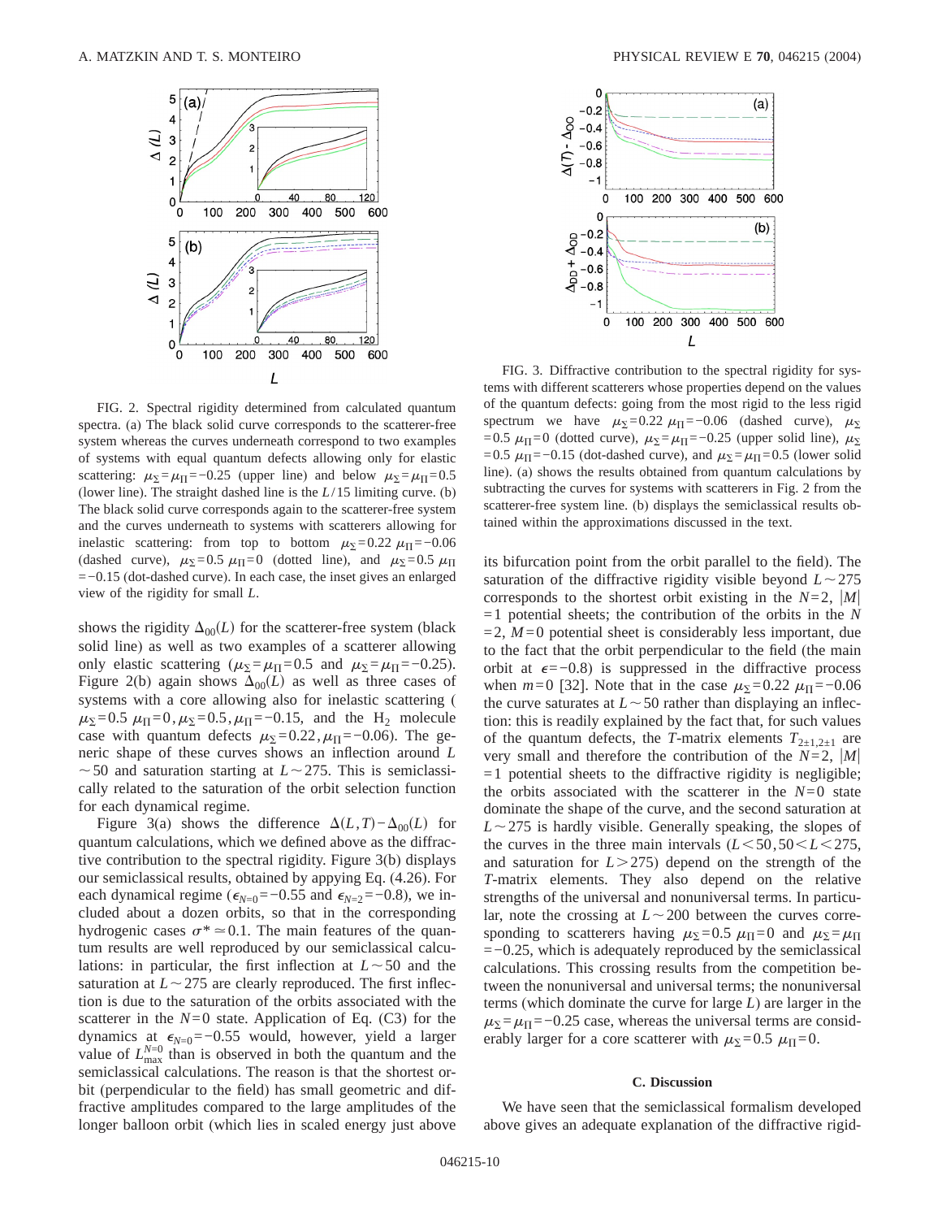FIG. 2. Spectral rigidity determined from calculated quantum spectra. (a) The black solid curve corresponds to the scatterer-free system whereas the curves underneath correspond to two examples of systems with equal quantum defects allowing only for elastic scattering: $\mu_\Sigma=\mu_\Pi=-0.25$ (upper line) and below $\mu_\Sigma=\mu_\Pi=0.5$ (lower line). The straight dashed line is the $L/15$ limiting curve. (b) The black solid curve corresponds again to the scatterer-free system and the curves underneath to systems with scatterers allowing for inelastic scattering: from top to bottom $\mu_\Sigma=0.22$ $\mu_\Pi=-0.06$ (dashed curve), $\mu_\Sigma=0.5$ $\mu_\Pi=0$ (dotted line), and $\mu_\Sigma=0.5$ $\mu_\Pi=-0.15$ (dot-dashed curve). In each case, the inset gives an enlarged view of the rigidity for small $L$.

shows the rigidity $\Delta_{00}(L)$ for the scatterer-free system (black solid line) as well as two examples of a scatterer allowing only elastic scattering ($\mu_\Sigma=\mu_\Pi=0.5$ and $\mu_\Sigma=\mu_\Pi=-0.25$). Figure 2(b) again shows $\Delta_{00}(L)$ as well as three cases of systems with a core allowing also for inelastic scattering ($\mu_\Sigma=0.5$ $\mu_\Pi=0, \mu_\Sigma=0.5, \mu_\Pi=-0.15$, and the $H_2$ molecule case with quantum defects $\mu_\Sigma=0.22, \mu_\Pi=-0.06$). The generic shape of these curves shows an inflection around $L\sim 50$ and saturation starting at $L\sim 275$. This is semiclassically related to the saturation of the orbit selection function for each dynamical regime.

Figure 3(a) shows the difference $\Delta(L,T)-\Delta_{00}(L)$ for quantum calculations, which we defined above as the diffractive contribution to the spectral rigidity. Figure 3(b) displays our semiclassical results, obtained by appying Eq. (4.26). For each dynamical regime ($\epsilon_{N=0}=-0.55$ and $\epsilon_{N=2}=-0.8$), we included about a dozen orbits, so that in the corresponding hydrogenic cases $\sigma^*\simeq 0.1$. The main features of the quantum results are well reproduced by our semiclassical calculations: in particular, the first inflection at $L\sim 50$ and the saturation at $L\sim 275$ are clearly reproduced. The first inflection is due to the saturation of the orbits associated with the scatterer in the $N=0$ state. Application of Eq. (C3) for the dynamics at $\epsilon_{N=0}=-0.55$ would, however, yield a larger value of $L_{\max}^{N=0}$ than is observed in both the quantum and the semiclassical calculations. The reason is that the shortest orbit (perpendicular to the field) has small geometric and diffractive amplitudes compared to the large amplitudes of the longer balloon orbit (which lies in scaled energy just above its bifurcation point from the orbit parallel to the field). The saturation of the diffractive rigidity visible beyond $L\sim 275$ corresponds to the shortest orbit existing in the $N=2$, $|M|=1$ potential sheets; the contribution of the orbits in the $N=2$, $M=0$ potential sheet is considerably less important, due to the fact that the orbit perpendicular to the field (the main orbit at $\epsilon=-0.8$) is suppressed in the diffractive process when $m=0$ [32]. Note that in the case $\mu_\Sigma=0.22$ $\mu_\Pi=-0.06$ the curve saturates at $L\sim 50$ rather than displaying an inflection: this is readily explained by the fact that, for such values of the quantum defects, the $T$-matrix elements $T_{2\pm1,2\pm1}$ are very small and therefore the contribution of the $N=2$, $|M|=1$ potential sheets to the diffractive rigidity is negligible; the orbits associated with the scatterer in the $N=0$ state dominate the shape of the curve, and the second saturation at $L\sim 275$ is hardly visible. Generally speaking, the slopes of the curves in the three main intervals ($L<50, 50<L<275$, and saturation for $L>275$) depend on the strength of the $T$-matrix elements. They also depend on the relative strengths of the universal and nonuniversal terms. In particular, note the crossing at $L\sim 200$ between the curves corresponding to scatterers having $\mu_\Sigma=0.5$ $\mu_\Pi=0$ and $\mu_\Sigma=\mu_\Pi=-0.25$, which is adequately reproduced by the semiclassical calculations. This crossing results from the competition between the nonuniversal and universal terms; the nonuniversal terms (which dominate the curve for large $L$) are larger in the $\mu_\Sigma=\mu_\Pi=-0.25$ case, whereas the universal terms are considerably larger for a core scatterer with $\mu_\Sigma=0.5$ $\mu_\Pi=0$.

FIG. 3. Diffractive contribution to the spectral rigidity for systems with different scatterers whose properties depend on the values of the quantum defects: going from the most rigid to the less rigid spectrum we have $\mu_\Sigma=0.22$ $\mu_\Pi=-0.06$ (dashed curve), $\mu_\Sigma=0.5$ $\mu_\Pi=0$ (dotted curve), $\mu_\Sigma=\mu_\Pi=-0.25$ (upper solid line), $\mu_\Sigma=0.5$ $\mu_\Pi=-0.15$ (dot-dashed curve), and $\mu_\Sigma=\mu_\Pi=0.5$ (lower solid line). (a) shows the results obtained from quantum calculations by subtracting the curves for systems with scatterers in Fig. 2 from the scatterer-free system line. (b) displays the semiclassical results obtained within the approximations discussed in the text.

### C. Discussion

We have seen that the semiclassical formalism developed above gives an adequate explanation of the diffractive rigid-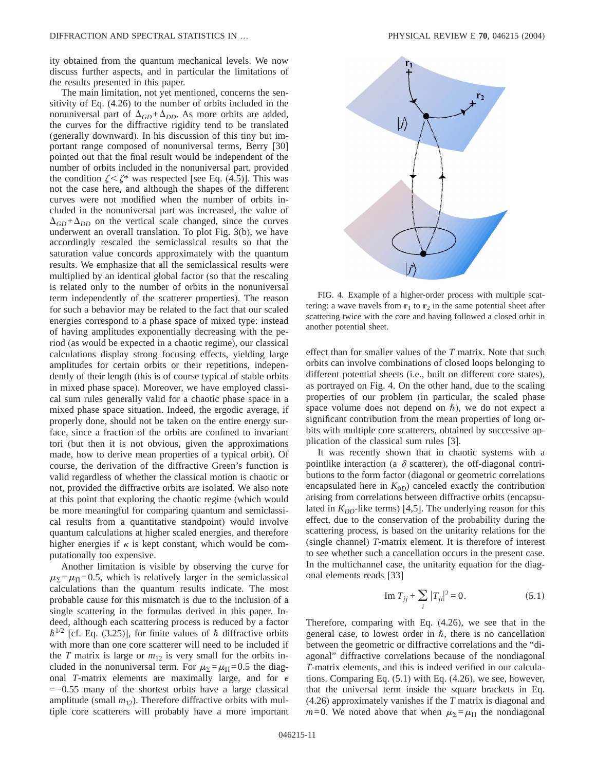ity obtained from the quantum mechanical levels. We now discuss further aspects, and in particular the limitations of the results presented in this paper.

The main limitation, not yet mentioned, concerns the sensitivity of Eq. (4.26) to the number of orbits included in the nonuniversal part of $\Delta_{GD}+\Delta_{DD}$. As more orbits are added, the curves for the diffractive rigidity tend to be translated (generally downward). In his discussion of this tiny but important range composed of nonuniversal terms, Berry [30] pointed out that the final result would be independent of the number of orbits included in the nonuniversal part, provided the condition $\zeta<\zeta^{*}$ was respected [see Eq. (4.5)]. This was not the case here, and although the shapes of the different curves were not modified when the number of orbits included in the nonuniversal part was increased, the value of $\Delta_{GD}+\Delta_{DD}$ on the vertical scale changed, since the curves underwent an overall translation. To plot Fig. 3(b), we have accordingly rescaled the semiclassical results so that the saturation value concords approximately with the quantum results. We emphasize that all the semiclassical results were multiplied by an identical global factor (so that the rescaling is related only to the number of orbits in the nonuniversal term independently of the scatterer properties). The reason for such a behavior may be related to the fact that our scaled energies correspond to a phase space of mixed type: instead of having amplitudes exponentially decreasing with the period (as would be expected in a chaotic regime), our classical calculations display strong focusing effects, yielding large amplitudes for certain orbits or their repetitions, independently of their length (this is of course typical of stable orbits in mixed phase space). Moreover, we have employed classical sum rules generally valid for a chaotic phase space in a mixed phase space situation. Indeed, the ergodic average, if properly done, should not be taken on the entire energy surface, since a fraction of the orbits are confined to invariant tori (but then it is not obvious, given the approximations made, how to derive mean properties of a typical orbit). Of course, the derivation of the diffractive Green's function is valid regardless of whether the classical motion is chaotic or not, provided the diffractive orbits are isolated. We also note at this point that exploring the chaotic regime (which would be more meaningful for comparing quantum and semiclassical results from a quantitative standpoint) would involve quantum calculations at higher scaled energies, and therefore higher energies if $\kappa$ is kept constant, which would be computationally too expensive.

Another limitation is visible by observing the curve for $\mu_{\Sigma}=\mu_{\Pi}=0.5$, which is relatively larger in the semiclassical calculations than the quantum results indicate. The most probable cause for this mismatch is due to the inclusion of a single scattering in the formulas derived in this paper. Indeed, although each scattering process is reduced by a factor $\hbar^{1/2}$ [cf. Eq. (3.25)], for finite values of $\hbar$ diffractive orbits with more than one core scatterer will need to be included if the $T$ matrix is large or $m_{12}$ is very small for the orbits included in the nonuniversal term. For $\mu_{\Sigma}=\mu_{\Pi}=0.5$ the diagonal $T$-matrix elements are maximally large, and for $\epsilon=-0.55$ many of the shortest orbits have a large classical amplitude (small $m_{12}$). Therefore diffractive orbits with multiple core scatterers will probably have a more important effect than for smaller values of the $T$ matrix. Note that such orbits can involve combinations of closed loops belonging to different potential sheets (i.e., built on different core states), as portrayed on Fig. 4. On the other hand, due to the scaling properties of our problem (in particular, the scaled phase space volume does not depend on $\hbar$), we do not expect a significant contribution from the mean properties of long orbits with multiple core scatterers, obtained by successive application of the classical sum rules [3].

FIG. 4. Example of a higher-order process with multiple scattering: a wave travels from $\mathbf{r}_1$ to $\mathbf{r}_2$ in the same potential sheet after scattering twice with the core and having followed a closed orbit in another potential sheet.

It was recently shown that in chaotic systems with a pointlike interaction (a $\delta$ scatterer), the off-diagonal contributions to the form factor (diagonal or geometric correlations encapsulated here in $K_{0D}$) canceled exactly the contribution arising from correlations between diffractive orbits (encapsulated in $K_{DD}$-like terms) [4,5]. The underlying reason for this effect, due to the conservation of the probability during the scattering process, is based on the unitarity relations for the (single channel) $T$-matrix element. It is therefore of interest to see whether such a cancellation occurs in the present case. In the multichannel case, the unitarity equation for the diagonal elements reads [33]

$$\operatorname{Im} T_{jj}+\sum_{i}|T_{ji}|^{2}=0. \tag{5.1}$$

Therefore, comparing with Eq. (4.26), we see that in the general case, to lowest order in $\hbar$, there is no cancellation between the geometric or diffractive correlations and the "diagonal" diffractive correlations because of the nondiagonal $T$-matrix elements, and this is indeed verified in our calculations. Comparing Eq. (5.1) with Eq. (4.26), we see, however, that the universal term inside the square brackets in Eq. (4.26) approximately vanishes if the $T$ matrix is diagonal and $m=0$. We noted above that when $\mu_{\Sigma}=\mu_{\Pi}$ the nondiagonal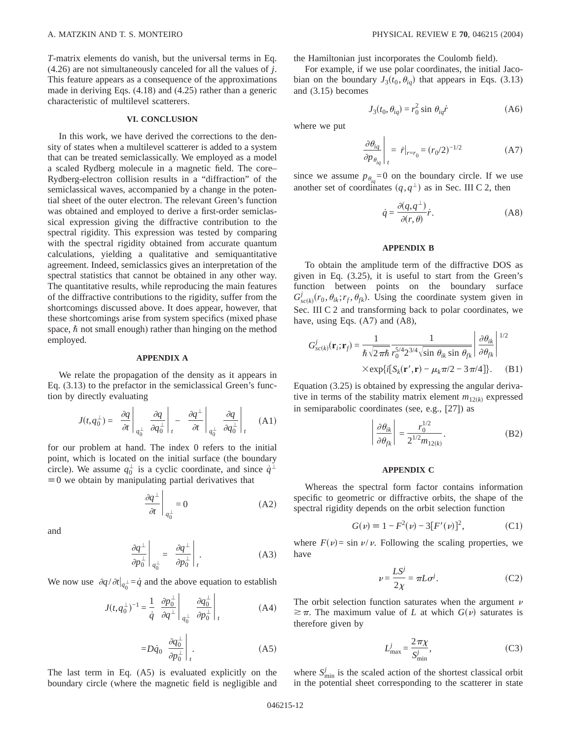*T*-matrix elements do vanish, but the universal terms in Eq. (4.26) are not simultaneously canceled for all the values of $j$. This feature appears as a consequence of the approximations made in deriving Eqs. (4.18) and (4.25) rather than a generic characteristic of multilevel scatterers.

## VI. CONCLUSION

In this work, we have derived the corrections to the density of states when a multilevel scatterer is added to a system that can be treated semiclassically. We employed as a model a scaled Rydberg molecule in a magnetic field. The core–Rydberg-electron collision results in a "diffraction" of the semiclassical waves, accompanied by a change in the potential sheet of the outer electron. The relevant Green's function was obtained and employed to derive a first-order semiclassical expression giving the diffractive contribution to the spectral rigidity. This expression was tested by comparing with the spectral rigidity obtained from accurate quantum calculations, yielding a qualitative and semiquantitative agreement. Indeed, semiclassics gives an interpretation of the spectral statistics that cannot be obtained in any other way. The quantitative results, while reproducing the main features of the diffractive contributions to the rigidity, suffer from the shortcomings discussed above. It does appear, however, that these shortcomings arise from system specifics (mixed phase space, $\hbar$ not small enough) rather than hinging on the method employed.

## APPENDIX A

We relate the propagation of the density as it appears in Eq. (3.13) to the prefactor in the semiclassical Green's function by directly evaluating

$$J(t,q_0^{\perp}) = \left.\frac{\partial q}{\partial t}\right|_{q_0^{\perp}} \left.\frac{\partial q}{\partial q_0^{\perp}}\right|_{t} - \left.\frac{\partial q^{\perp}}{\partial t}\right|_{q_0^{\perp}} \left.\frac{\partial q}{\partial q_0^{\perp}}\right|_{t} \tag{A1}$$

for our problem at hand. The index 0 refers to the initial point, which is located on the initial surface (the boundary circle). We assume $q_0^{\perp}$ is a cyclic coordinate, and since $\dot{q}^{\perp} \equiv 0$ we obtain by manipulating partial derivatives that

$$\left.\frac{\partial q^{\perp}}{\partial t}\right|_{q_0^{\perp}} = 0 \tag{A2}$$

and

$$\left.\frac{\partial q^{\perp}}{\partial p_0^{\perp}}\right|_{q_0^{\perp}} = \left.\frac{\partial q^{\perp}}{\partial p_0^{\perp}}\right|_{t}. \tag{A3}$$

We now use $\partial q/\partial t|_{q_0^{\perp}} = \dot{q}$ and the above equation to establish

$$J(t,q_0^{\perp})^{-1} = \frac{1}{\dot{q}} \left.\frac{\partial p_0^{\perp}}{\partial q^{\perp}}\right|_{q_0^{\perp}} \left.\frac{\partial q_0^{\perp}}{\partial p_0^{\perp}}\right|_{t} \tag{A4}$$

$$= D\dot{q}_0 \left.\frac{\partial q_0^{\perp}}{\partial p_0^{\perp}}\right|_{t}. \tag{A5}$$

The last term in Eq. (A5) is evaluated explicitly on the boundary circle (where the magnetic field is negligible and the Hamiltonian just incorporates the Coulomb field).

For example, if we use polar coordinates, the initial Jacobian on the boundary $J_3(t_0,\theta_{iq})$ that appears in Eqs. (3.13) and (3.15) becomes

$$J_3(t_0,\theta_{iq}) = r_0^2 \sin\theta_{iq}\dot{r} \tag{A6}$$

where we put

$$\left.\frac{\partial \theta_{iq}}{\partial p_{\theta_{iq}}}\right|_{t} = \dot{r}|_{r=r_0} = (r_0/2)^{-1/2} \tag{A7}$$

since we assume $p_{\theta_{iq}}=0$ on the boundary circle. If we use another set of coordinates $(q,q^{\perp})$ as in Sec. III C 2, then

$$\dot{q} = \frac{\partial(q,q^{\perp})}{\partial(r,\theta)}\dot{r}. \tag{A8}$$

## APPENDIX B

To obtain the amplitude term of the diffractive DOS as given in Eq. (3.25), it is useful to start from the Green's function between points on the boundary surface $G^j_{sc(k)}(r_0,\theta_{ik};r_f,\theta_{fk})$. Using the coordinate system given in Sec. III C 2 and transforming back to polar coordinates, we have, using Eqs. (A7) and (A8),

$$G^j_{sc(k)}(\mathbf{r}_i;\mathbf{r}_f) = \frac{1}{\hbar\sqrt{2\pi\hbar}} \frac{1}{r_0^{5/4}2^{3/4}\sqrt{\sin\theta_{ik}\sin\theta_{fk}}} \left|\frac{\partial\theta_{ik}}{\partial\theta_{fk}}\right|^{1/2} \times \exp\{i[S_k(\mathbf{r}',\mathbf{r}) - \mu_k\pi/2 - 3\pi/4]\}. \tag{B1}$$

Equation (3.25) is obtained by expressing the angular derivative in terms of the stability matrix element $m_{12(k)}$ expressed in semiparabolic coordinates (see, e.g., [27]) as

$$\left|\frac{\partial\theta_{ik}}{\partial\theta_{fk}}\right| = \frac{r_0^{1/2}}{2^{1/2}m_{12(k)}}. \tag{B2}$$

## APPENDIX C

Whereas the spectral form factor contains information specific to geometric or diffractive orbits, the shape of the spectral rigidity depends on the orbit selection function

$$G(\nu) \equiv 1 - F^2(\nu) - 3[F'(\nu)]^2, \tag{C1}$$

where $F(\nu)=\sin\nu/\nu$. Following the scaling properties, we have

$$\nu = \frac{LS^j}{2\chi} = \pi L\sigma^j. \tag{C2}$$

The orbit selection function saturates when the argument $\nu \gtrsim \pi$. The maximum value of $L$ at which $G(\nu)$ saturates is therefore given by

$$L^j_{\max} = \frac{2\pi\chi}{S^j_{\min}}, \tag{C3}$$

where $S^j_{\min}$ is the scaled action of the shortest classical orbit in the potential sheet corresponding to the scatterer in state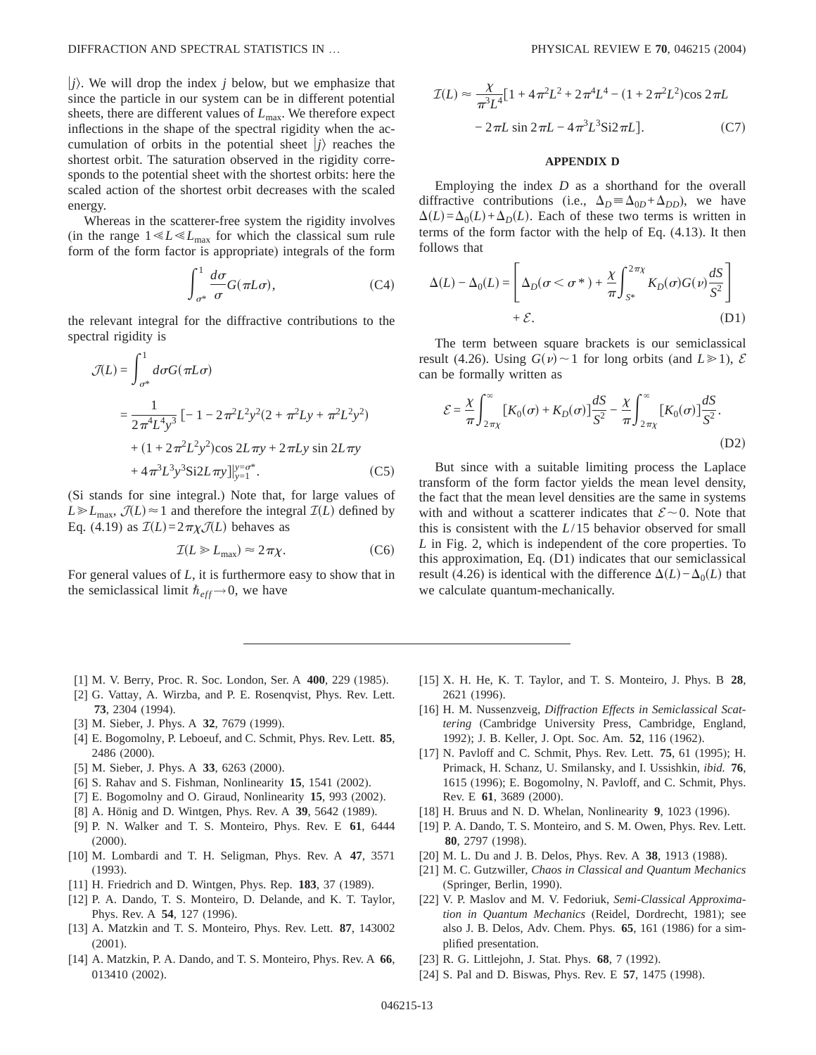$|j\rangle$. We will drop the index $j$ below, but we emphasize that since the particle in our system can be in different potential sheets, there are different values of $L_{\max}$. We therefore expect inflections in the shape of the spectral rigidity when the accumulation of orbits in the potential sheet $|j\rangle$ reaches the shortest orbit. The saturation observed in the rigidity corresponds to the potential sheet with the shortest orbits: here the scaled action of the shortest orbit decreases with the scaled energy.

Whereas in the scatterer-free system the rigidity involves (in the range $1 \ll L \ll L_{\max}$ for which the classical sum rule form of the form factor is appropriate) integrals of the form

$$\int_{\sigma^*}^{1} \frac{d\sigma}{\sigma} G(\pi L \sigma), \tag{C4}$$

the relevant integral for the diffractive contributions to the spectral rigidity is

$$\begin{aligned}\mathcal{J}(L) &= \int_{\sigma^*}^{1} d\sigma G(\pi L \sigma) \\ &= \frac{1}{2\pi^4 L^4 y^3} \big[-1 - 2\pi^2 L^2 y^2 (2 + \pi^2 L y + \pi^2 L^2 y^2) \\ &\quad + (1 + 2\pi^2 L^2 y^2)\cos 2L\pi y + 2\pi L y \sin 2L\pi y \\ &\quad + 4\pi^3 L^3 y^3 \mathrm{Si} 2L\pi y\big]\big|_{y=1}^{y=\sigma^*}.\end{aligned} \tag{C5}$$

(Si stands for sine integral.) Note that, for large values of $L \gg L_{\max}$, $\mathcal{J}(L) \approx 1$ and therefore the integral $\mathcal{I}(L)$ defined by Eq. (4.19) as $\mathcal{I}(L) = 2\pi\chi\mathcal{J}(L)$ behaves as

$$\mathcal{I}(L \gg L_{\max}) \approx 2\pi\chi. \tag{C6}$$

For general values of $L$, it is furthermore easy to show that in the semiclassical limit $\hbar_{eff} \to 0$, we have

$$\begin{aligned}\mathcal{I}(L) \approx \frac{\chi}{\pi^3 L^4}\big[&1 + 4\pi^2 L^2 + 2\pi^4 L^4 - (1 + 2\pi^2 L^2)\cos 2\pi L \\ &- 2\pi L \sin 2\pi L - 4\pi^3 L^3 \mathrm{Si} 2\pi L\big].\end{aligned} \tag{C7}$$

## APPENDIX D

Employing the index $D$ as a shorthand for the overall diffractive contributions (i.e., $\Delta_D \equiv \Delta_{0D} + \Delta_{DD}$), we have $\Delta(L) = \Delta_0(L) + \Delta_D(L)$. Each of these two terms is written in terms of the form factor with the help of Eq. (4.13). It then follows that

$$\Delta(L) - \Delta_0(L) = \left[\Delta_D(\sigma < \sigma^*) + \frac{\chi}{\pi}\int_{S^*}^{2\pi\chi} K_D(\sigma) G(\nu) \frac{dS}{S^2}\right] + \mathcal{E}. \tag{D1}$$

The term between square brackets is our semiclassical result (4.26). Using $G(\nu) \sim 1$ for long orbits (and $L \gg 1$), $\mathcal{E}$ can be formally written as

$$\mathcal{E} = \frac{\chi}{\pi}\int_{2\pi\chi}^{\infty} [K_0(\sigma) + K_D(\sigma)] \frac{dS}{S^2} - \frac{\chi}{\pi}\int_{2\pi\chi}^{\infty} [K_0(\sigma)] \frac{dS}{S^2}. \tag{D2}$$

But since with a suitable limiting process the Laplace transform of the form factor yields the mean level density, the fact that the mean level densities are the same in systems with and without a scatterer indicates that $\mathcal{E} \sim 0$. Note that this is consistent with the $L/15$ behavior observed for small $L$ in Fig. 2, which is independent of the core properties. To this approximation, Eq. (D1) indicates that our semiclassical result (4.26) is identical with the difference $\Delta(L) - \Delta_0(L)$ that we calculate quantum-mechanically.

---

[1] M. V. Berry, Proc. R. Soc. London, Ser. A **400**, 229 (1985).
[2] G. Vattay, A. Wirzba, and P. E. Rosenqvist, Phys. Rev. Lett. **73**, 2304 (1994).
[3] M. Sieber, J. Phys. A **32**, 7679 (1999).
[4] E. Bogomolny, P. Leboeuf, and C. Schmit, Phys. Rev. Lett. **85**, 2486 (2000).
[5] M. Sieber, J. Phys. A **33**, 6263 (2000).
[6] S. Rahav and S. Fishman, Nonlinearity **15**, 1541 (2002).
[7] E. Bogomolny and O. Giraud, Nonlinearity **15**, 993 (2002).
[8] A. Hönig and D. Wintgen, Phys. Rev. A **39**, 5642 (1989).
[9] P. N. Walker and T. S. Monteiro, Phys. Rev. E **61**, 6444 (2000).
[10] M. Lombardi and T. H. Seligman, Phys. Rev. A **47**, 3571 (1993).
[11] H. Friedrich and D. Wintgen, Phys. Rep. **183**, 37 (1989).
[12] P. A. Dando, T. S. Monteiro, D. Delande, and K. T. Taylor, Phys. Rev. A **54**, 127 (1996).
[13] A. Matzkin and T. S. Monteiro, Phys. Rev. Lett. **87**, 143002 (2001).
[14] A. Matzkin, P. A. Dando, and T. S. Monteiro, Phys. Rev. A **66**, 013410 (2002).
[15] X. H. He, K. T. Taylor, and T. S. Monteiro, J. Phys. B **28**, 2621 (1996).
[16] H. M. Nussenzveig, *Diffraction Effects in Semiclassical Scattering* (Cambridge University Press, Cambridge, England, 1992); J. B. Keller, J. Opt. Soc. Am. **52**, 116 (1962).
[17] N. Pavloff and C. Schmit, Phys. Rev. Lett. **75**, 61 (1995); H. Primack, H. Schanz, U. Smilansky, and I. Ussishkin, *ibid.* **76**, 1615 (1996); E. Bogomolny, N. Pavloff, and C. Schmit, Phys. Rev. E **61**, 3689 (2000).
[18] H. Bruus and N. D. Whelan, Nonlinearity **9**, 1023 (1996).
[19] P. A. Dando, T. S. Monteiro, and S. M. Owen, Phys. Rev. Lett. **80**, 2797 (1998).
[20] M. L. Du and J. B. Delos, Phys. Rev. A **38**, 1913 (1988).
[21] M. C. Gutzwiller, *Chaos in Classical and Quantum Mechanics* (Springer, Berlin, 1990).
[22] V. P. Maslov and M. V. Fedoriuk, *Semi-Classical Approximation in Quantum Mechanics* (Reidel, Dordrecht, 1981); see also J. B. Delos, Adv. Chem. Phys. **65**, 161 (1986) for a simplified presentation.
[23] R. G. Littlejohn, J. Stat. Phys. **68**, 7 (1992).
[24] S. Pal and D. Biswas, Phys. Rev. E **57**, 1475 (1998).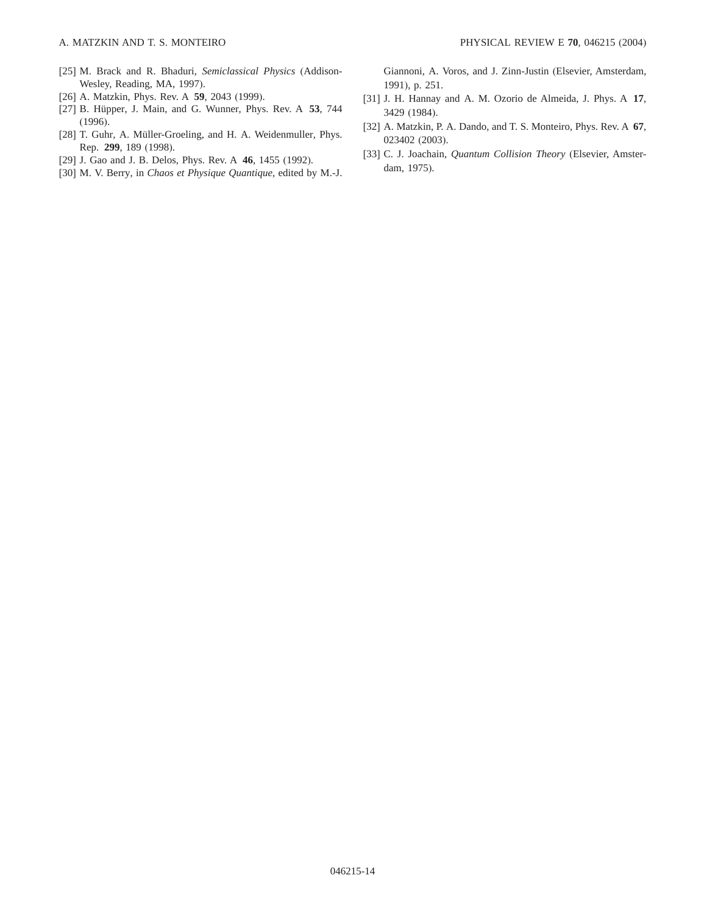[25] M. Brack and R. Bhaduri, *Semiclassical Physics* (Addison-Wesley, Reading, MA, 1997).

[26] A. Matzkin, Phys. Rev. A **59**, 2043 (1999).

[27] B. Hüpper, J. Main, and G. Wunner, Phys. Rev. A **53**, 744 (1996).

[28] T. Guhr, A. Müller-Groeling, and H. A. Weidenmuller, Phys. Rep. **299**, 189 (1998).

[29] J. Gao and J. B. Delos, Phys. Rev. A **46**, 1455 (1992).

[30] M. V. Berry, in *Chaos et Physique Quantique*, edited by M.-J. Giannoni, A. Voros, and J. Zinn-Justin (Elsevier, Amsterdam, 1991), p. 251.

[31] J. H. Hannay and A. M. Ozorio de Almeida, J. Phys. A **17**, 3429 (1984).

[32] A. Matzkin, P. A. Dando, and T. S. Monteiro, Phys. Rev. A **67**, 023402 (2003).

[33] C. J. Joachain, *Quantum Collision Theory* (Elsevier, Amsterdam, 1975).